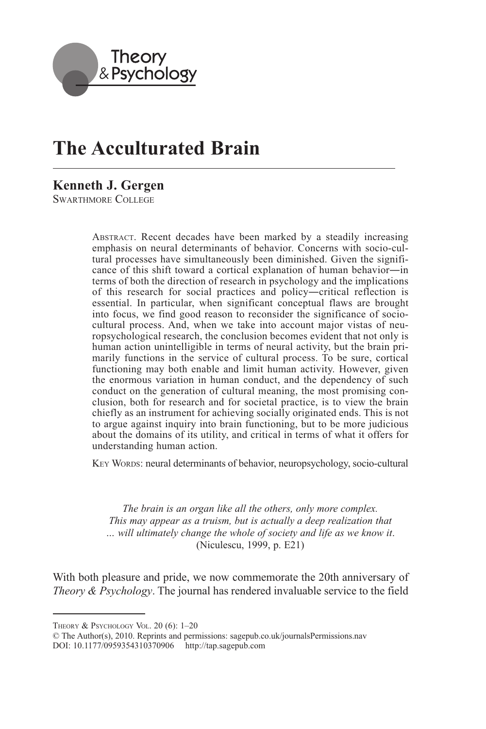# The Acculturated Brain

**Kenneth J. Gergen**
SWARTHMORE COLLEGE

ABSTRACT. Recent decades have been marked by a steadily increasing emphasis on neural determinants of behavior. Concerns with socio-cultural processes have simultaneously been diminished. Given the significance of this shift toward a cortical explanation of human behavior—in terms of both the direction of research in psychology and the implications of this research for social practices and policy—critical reflection is essential. In particular, when significant conceptual flaws are brought into focus, we find good reason to reconsider the significance of socio-cultural process. And, when we take into account major vistas of neuropsychological research, the conclusion becomes evident that not only is human action unintelligible in terms of neural activity, but the brain primarily functions in the service of cultural process. To be sure, cortical functioning may both enable and limit human activity. However, given the enormous variation in human conduct, and the dependency of such conduct on the generation of cultural meaning, the most promising conclusion, both for research and for societal practice, is to view the brain chiefly as an instrument for achieving socially originated ends. This is not to argue against inquiry into brain functioning, but to be more judicious about the domains of its utility, and critical in terms of what it offers for understanding human action.

KEY WORDS: neural determinants of behavior, neuropsychology, socio-cultural

> *The brain is an organ like all the others, only more complex. This may appear as a truism, but is actually a deep realization that ... will ultimately change the whole of society and life as we know it.* (Niculescu, 1999, p. E21)

With both pleasure and pride, we now commemorate the 20th anniversary of *Theory & Psychology*. The journal has rendered invaluable service to the field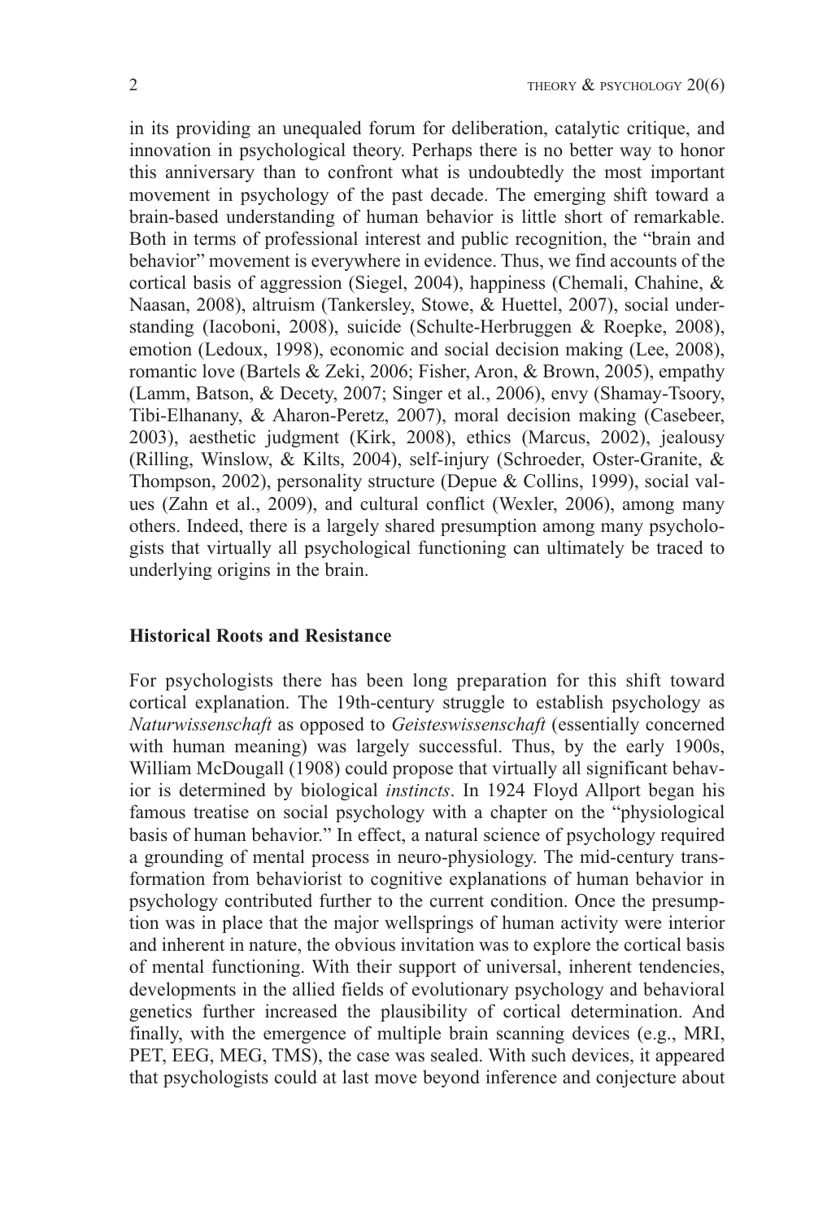in its providing an unequaled forum for deliberation, catalytic critique, and innovation in psychological theory. Perhaps there is no better way to honor this anniversary than to confront what is undoubtedly the most important movement in psychology of the past decade. The emerging shift toward a brain-based understanding of human behavior is little short of remarkable. Both in terms of professional interest and public recognition, the "brain and behavior" movement is everywhere in evidence. Thus, we find accounts of the cortical basis of aggression (Siegel, 2004), happiness (Chemali, Chahine, & Naasan, 2008), altruism (Tankersley, Stowe, & Huettel, 2007), social understanding (Iacoboni, 2008), suicide (Schulte-Herbruggen & Roepke, 2008), emotion (Ledoux, 1998), economic and social decision making (Lee, 2008), romantic love (Bartels & Zeki, 2006; Fisher, Aron, & Brown, 2005), empathy (Lamm, Batson, & Decety, 2007; Singer et al., 2006), envy (Shamay-Tsoory, Tibi-Elhanany, & Aharon-Peretz, 2007), moral decision making (Casebeer, 2003), aesthetic judgment (Kirk, 2008), ethics (Marcus, 2002), jealousy (Rilling, Winslow, & Kilts, 2004), self-injury (Schroeder, Oster-Granite, & Thompson, 2002), personality structure (Depue & Collins, 1999), social values (Zahn et al., 2009), and cultural conflict (Wexler, 2006), among many others. Indeed, there is a largely shared presumption among many psychologists that virtually all psychological functioning can ultimately be traced to underlying origins in the brain.

## Historical Roots and Resistance

For psychologists there has been long preparation for this shift toward cortical explanation. The 19th-century struggle to establish psychology as *Naturwissenschaft* as opposed to *Geisteswissenschaft* (essentially concerned with human meaning) was largely successful. Thus, by the early 1900s, William McDougall (1908) could propose that virtually all significant behavior is determined by biological *instincts*. In 1924 Floyd Allport began his famous treatise on social psychology with a chapter on the "physiological basis of human behavior." In effect, a natural science of psychology required a grounding of mental process in neuro-physiology. The mid-century transformation from behaviorist to cognitive explanations of human behavior in psychology contributed further to the current condition. Once the presumption was in place that the major wellsprings of human activity were interior and inherent in nature, the obvious invitation was to explore the cortical basis of mental functioning. With their support of universal, inherent tendencies, developments in the allied fields of evolutionary psychology and behavioral genetics further increased the plausibility of cortical determination. And finally, with the emergence of multiple brain scanning devices (e.g., MRI, PET, EEG, MEG, TMS), the case was sealed. With such devices, it appeared that psychologists could at last move beyond inference and conjecture about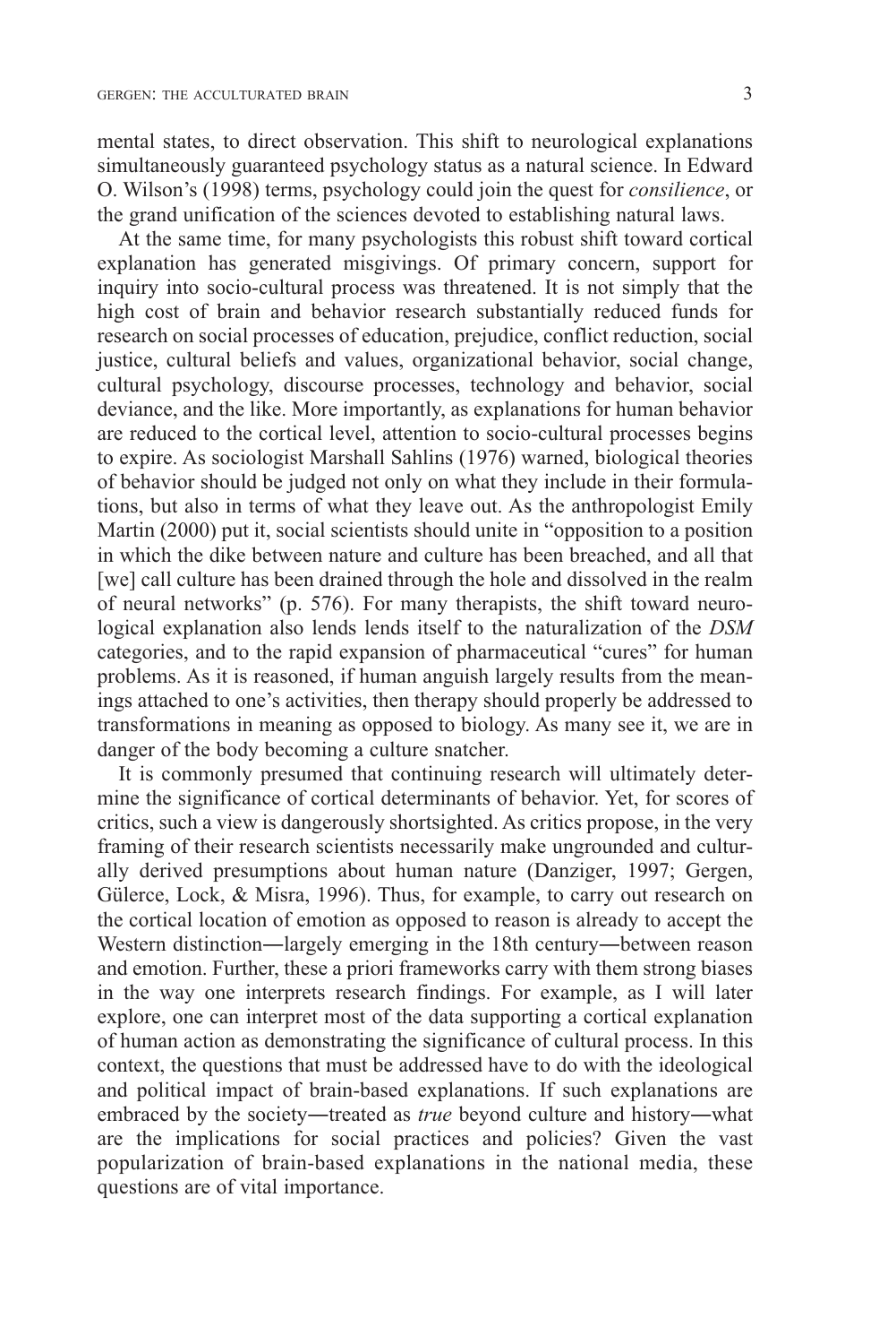mental states, to direct observation. This shift to neurological explanations simultaneously guaranteed psychology status as a natural science. In Edward O. Wilson's (1998) terms, psychology could join the quest for *consilience*, or the grand unification of the sciences devoted to establishing natural laws.

At the same time, for many psychologists this robust shift toward cortical explanation has generated misgivings. Of primary concern, support for inquiry into socio-cultural process was threatened. It is not simply that the high cost of brain and behavior research substantially reduced funds for research on social processes of education, prejudice, conflict reduction, social justice, cultural beliefs and values, organizational behavior, social change, cultural psychology, discourse processes, technology and behavior, social deviance, and the like. More importantly, as explanations for human behavior are reduced to the cortical level, attention to socio-cultural processes begins to expire. As sociologist Marshall Sahlins (1976) warned, biological theories of behavior should be judged not only on what they include in their formulations, but also in terms of what they leave out. As the anthropologist Emily Martin (2000) put it, social scientists should unite in "opposition to a position in which the dike between nature and culture has been breached, and all that [we] call culture has been drained through the hole and dissolved in the realm of neural networks" (p. 576). For many therapists, the shift toward neurological explanation also lends lends itself to the naturalization of the *DSM* categories, and to the rapid expansion of pharmaceutical "cures" for human problems. As it is reasoned, if human anguish largely results from the meanings attached to one's activities, then therapy should properly be addressed to transformations in meaning as opposed to biology. As many see it, we are in danger of the body becoming a culture snatcher.

It is commonly presumed that continuing research will ultimately determine the significance of cortical determinants of behavior. Yet, for scores of critics, such a view is dangerously shortsighted. As critics propose, in the very framing of their research scientists necessarily make ungrounded and culturally derived presumptions about human nature (Danziger, 1997; Gergen, Gülerce, Lock, & Misra, 1996). Thus, for example, to carry out research on the cortical location of emotion as opposed to reason is already to accept the Western distinction—largely emerging in the 18th century—between reason and emotion. Further, these a priori frameworks carry with them strong biases in the way one interprets research findings. For example, as I will later explore, one can interpret most of the data supporting a cortical explanation of human action as demonstrating the significance of cultural process. In this context, the questions that must be addressed have to do with the ideological and political impact of brain-based explanations. If such explanations are embraced by the society—treated as *true* beyond culture and history—what are the implications for social practices and policies? Given the vast popularization of brain-based explanations in the national media, these questions are of vital importance.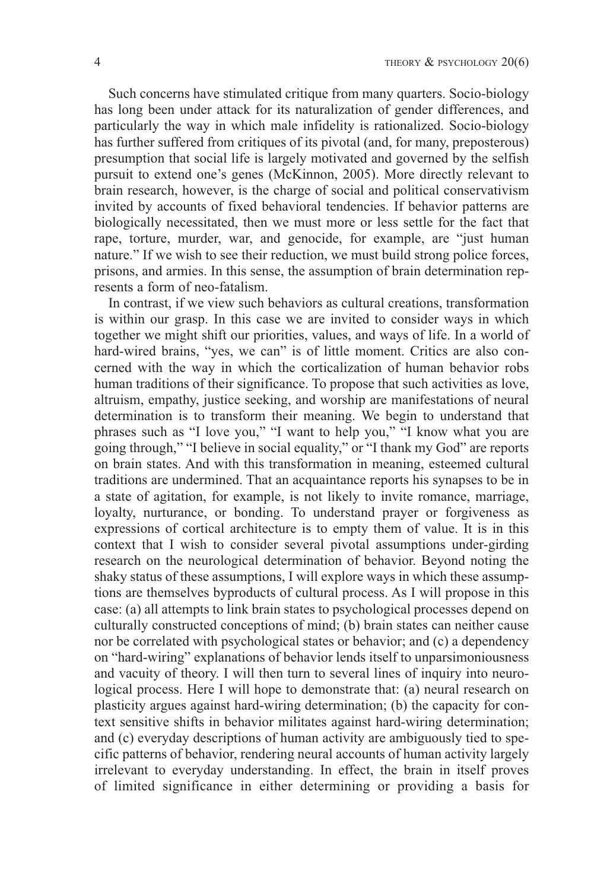Such concerns have stimulated critique from many quarters. Socio-biology has long been under attack for its naturalization of gender differences, and particularly the way in which male infidelity is rationalized. Socio-biology has further suffered from critiques of its pivotal (and, for many, preposterous) presumption that social life is largely motivated and governed by the selfish pursuit to extend one's genes (McKinnon, 2005). More directly relevant to brain research, however, is the charge of social and political conservativism invited by accounts of fixed behavioral tendencies. If behavior patterns are biologically necessitated, then we must more or less settle for the fact that rape, torture, murder, war, and genocide, for example, are "just human nature." If we wish to see their reduction, we must build strong police forces, prisons, and armies. In this sense, the assumption of brain determination represents a form of neo-fatalism.

In contrast, if we view such behaviors as cultural creations, transformation is within our grasp. In this case we are invited to consider ways in which together we might shift our priorities, values, and ways of life. In a world of hard-wired brains, "yes, we can" is of little moment. Critics are also concerned with the way in which the corticalization of human behavior robs human traditions of their significance. To propose that such activities as love, altruism, empathy, justice seeking, and worship are manifestations of neural determination is to transform their meaning. We begin to understand that phrases such as "I love you," "I want to help you," "I know what you are going through," "I believe in social equality," or "I thank my God" are reports on brain states. And with this transformation in meaning, esteemed cultural traditions are undermined. That an acquaintance reports his synapses to be in a state of agitation, for example, is not likely to invite romance, marriage, loyalty, nurturance, or bonding. To understand prayer or forgiveness as expressions of cortical architecture is to empty them of value. It is in this context that I wish to consider several pivotal assumptions under-girding research on the neurological determination of behavior. Beyond noting the shaky status of these assumptions, I will explore ways in which these assumptions are themselves byproducts of cultural process. As I will propose in this case: (a) all attempts to link brain states to psychological processes depend on culturally constructed conceptions of mind; (b) brain states can neither cause nor be correlated with psychological states or behavior; and (c) a dependency on "hard-wiring" explanations of behavior lends itself to unparsimoniousness and vacuity of theory. I will then turn to several lines of inquiry into neurological process. Here I will hope to demonstrate that: (a) neural research on plasticity argues against hard-wiring determination; (b) the capacity for context sensitive shifts in behavior militates against hard-wiring determination; and (c) everyday descriptions of human activity are ambiguously tied to specific patterns of behavior, rendering neural accounts of human activity largely irrelevant to everyday understanding. In effect, the brain in itself proves of limited significance in either determining or providing a basis for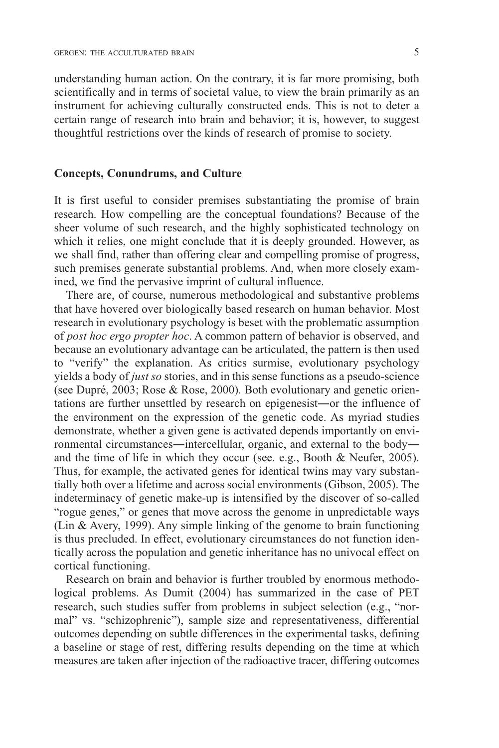understanding human action. On the contrary, it is far more promising, both scientifically and in terms of societal value, to view the brain primarily as an instrument for achieving culturally constructed ends. This is not to deter a certain range of research into brain and behavior; it is, however, to suggest thoughtful restrictions over the kinds of research of promise to society.

## Concepts, Conundrums, and Culture

It is first useful to consider premises substantiating the promise of brain research. How compelling are the conceptual foundations? Because of the sheer volume of such research, and the highly sophisticated technology on which it relies, one might conclude that it is deeply grounded. However, as we shall find, rather than offering clear and compelling promise of progress, such premises generate substantial problems. And, when more closely examined, we find the pervasive imprint of cultural influence.

There are, of course, numerous methodological and substantive problems that have hovered over biologically based research on human behavior. Most research in evolutionary psychology is beset with the problematic assumption of *post hoc ergo propter hoc*. A common pattern of behavior is observed, and because an evolutionary advantage can be articulated, the pattern is then used to "verify" the explanation. As critics surmise, evolutionary psychology yields a body of *just so* stories, and in this sense functions as a pseudo-science (see Dupré, 2003; Rose & Rose, 2000). Both evolutionary and genetic orientations are further unsettled by research on epigenesist—or the influence of the environment on the expression of the genetic code. As myriad studies demonstrate, whether a given gene is activated depends importantly on environmental circumstances—intercellular, organic, and external to the body—and the time of life in which they occur (see. e.g., Booth & Neufer, 2005). Thus, for example, the activated genes for identical twins may vary substantially both over a lifetime and across social environments (Gibson, 2005). The indeterminacy of genetic make-up is intensified by the discover of so-called "rogue genes," or genes that move across the genome in unpredictable ways (Lin & Avery, 1999). Any simple linking of the genome to brain functioning is thus precluded. In effect, evolutionary circumstances do not function identically across the population and genetic inheritance has no univocal effect on cortical functioning.

Research on brain and behavior is further troubled by enormous methodological problems. As Dumit (2004) has summarized in the case of PET research, such studies suffer from problems in subject selection (e.g., "normal" vs. "schizophrenic"), sample size and representativeness, differential outcomes depending on subtle differences in the experimental tasks, defining a baseline or stage of rest, differing results depending on the time at which measures are taken after injection of the radioactive tracer, differing outcomes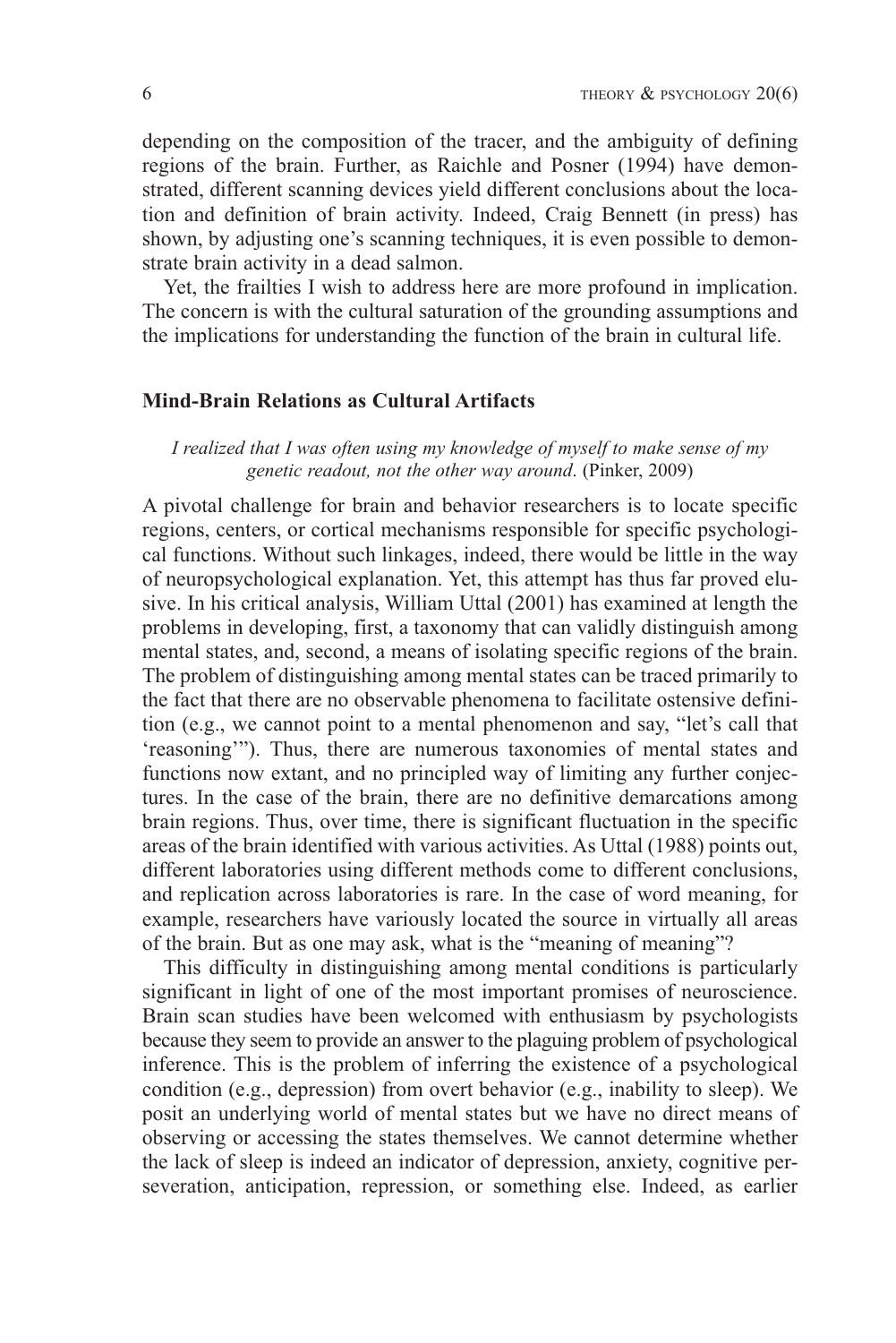depending on the composition of the tracer, and the ambiguity of defining regions of the brain. Further, as Raichle and Posner (1994) have demonstrated, different scanning devices yield different conclusions about the location and definition of brain activity. Indeed, Craig Bennett (in press) has shown, by adjusting one's scanning techniques, it is even possible to demonstrate brain activity in a dead salmon.

Yet, the frailties I wish to address here are more profound in implication. The concern is with the cultural saturation of the grounding assumptions and the implications for understanding the function of the brain in cultural life.

### Mind-Brain Relations as Cultural Artifacts

*I realized that I was often using my knowledge of myself to make sense of my genetic readout, not the other way around.* (Pinker, 2009)

A pivotal challenge for brain and behavior researchers is to locate specific regions, centers, or cortical mechanisms responsible for specific psychological functions. Without such linkages, indeed, there would be little in the way of neuropsychological explanation. Yet, this attempt has thus far proved elusive. In his critical analysis, William Uttal (2001) has examined at length the problems in developing, first, a taxonomy that can validly distinguish among mental states, and, second, a means of isolating specific regions of the brain. The problem of distinguishing among mental states can be traced primarily to the fact that there are no observable phenomena to facilitate ostensive definition (e.g., we cannot point to a mental phenomenon and say, "let's call that 'reasoning'"). Thus, there are numerous taxonomies of mental states and functions now extant, and no principled way of limiting any further conjectures. In the case of the brain, there are no definitive demarcations among brain regions. Thus, over time, there is significant fluctuation in the specific areas of the brain identified with various activities. As Uttal (1988) points out, different laboratories using different methods come to different conclusions, and replication across laboratories is rare. In the case of word meaning, for example, researchers have variously located the source in virtually all areas of the brain. But as one may ask, what is the "meaning of meaning"?

This difficulty in distinguishing among mental conditions is particularly significant in light of one of the most important promises of neuroscience. Brain scan studies have been welcomed with enthusiasm by psychologists because they seem to provide an answer to the plaguing problem of psychological inference. This is the problem of inferring the existence of a psychological condition (e.g., depression) from overt behavior (e.g., inability to sleep). We posit an underlying world of mental states but we have no direct means of observing or accessing the states themselves. We cannot determine whether the lack of sleep is indeed an indicator of depression, anxiety, cognitive perseveration, anticipation, repression, or something else. Indeed, as earlier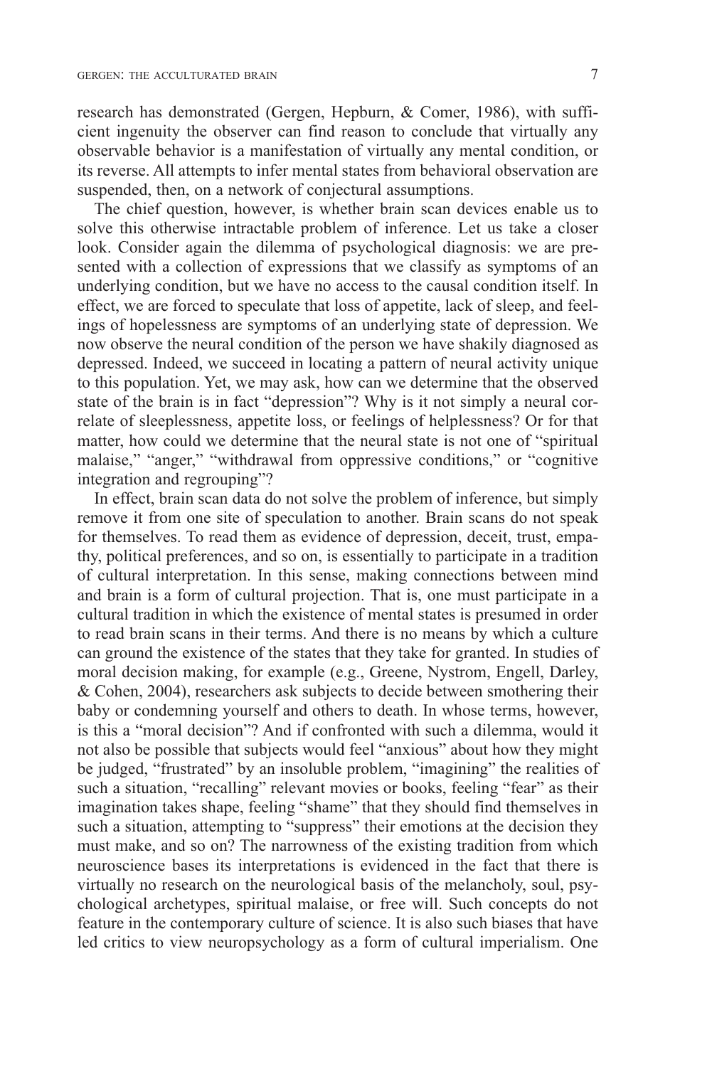research has demonstrated (Gergen, Hepburn, & Comer, 1986), with sufficient ingenuity the observer can find reason to conclude that virtually any observable behavior is a manifestation of virtually any mental condition, or its reverse. All attempts to infer mental states from behavioral observation are suspended, then, on a network of conjectural assumptions.

The chief question, however, is whether brain scan devices enable us to solve this otherwise intractable problem of inference. Let us take a closer look. Consider again the dilemma of psychological diagnosis: we are presented with a collection of expressions that we classify as symptoms of an underlying condition, but we have no access to the causal condition itself. In effect, we are forced to speculate that loss of appetite, lack of sleep, and feelings of hopelessness are symptoms of an underlying state of depression. We now observe the neural condition of the person we have shakily diagnosed as depressed. Indeed, we succeed in locating a pattern of neural activity unique to this population. Yet, we may ask, how can we determine that the observed state of the brain is in fact "depression"? Why is it not simply a neural correlate of sleeplessness, appetite loss, or feelings of helplessness? Or for that matter, how could we determine that the neural state is not one of "spiritual malaise," "anger," "withdrawal from oppressive conditions," or "cognitive integration and regrouping"?

In effect, brain scan data do not solve the problem of inference, but simply remove it from one site of speculation to another. Brain scans do not speak for themselves. To read them as evidence of depression, deceit, trust, empathy, political preferences, and so on, is essentially to participate in a tradition of cultural interpretation. In this sense, making connections between mind and brain is a form of cultural projection. That is, one must participate in a cultural tradition in which the existence of mental states is presumed in order to read brain scans in their terms. And there is no means by which a culture can ground the existence of the states that they take for granted. In studies of moral decision making, for example (e.g., Greene, Nystrom, Engell, Darley, & Cohen, 2004), researchers ask subjects to decide between smothering their baby or condemning yourself and others to death. In whose terms, however, is this a "moral decision"? And if confronted with such a dilemma, would it not also be possible that subjects would feel "anxious" about how they might be judged, "frustrated" by an insoluble problem, "imagining" the realities of such a situation, "recalling" relevant movies or books, feeling "fear" as their imagination takes shape, feeling "shame" that they should find themselves in such a situation, attempting to "suppress" their emotions at the decision they must make, and so on? The narrowness of the existing tradition from which neuroscience bases its interpretations is evidenced in the fact that there is virtually no research on the neurological basis of the melancholy, soul, psychological archetypes, spiritual malaise, or free will. Such concepts do not feature in the contemporary culture of science. It is also such biases that have led critics to view neuropsychology as a form of cultural imperialism. One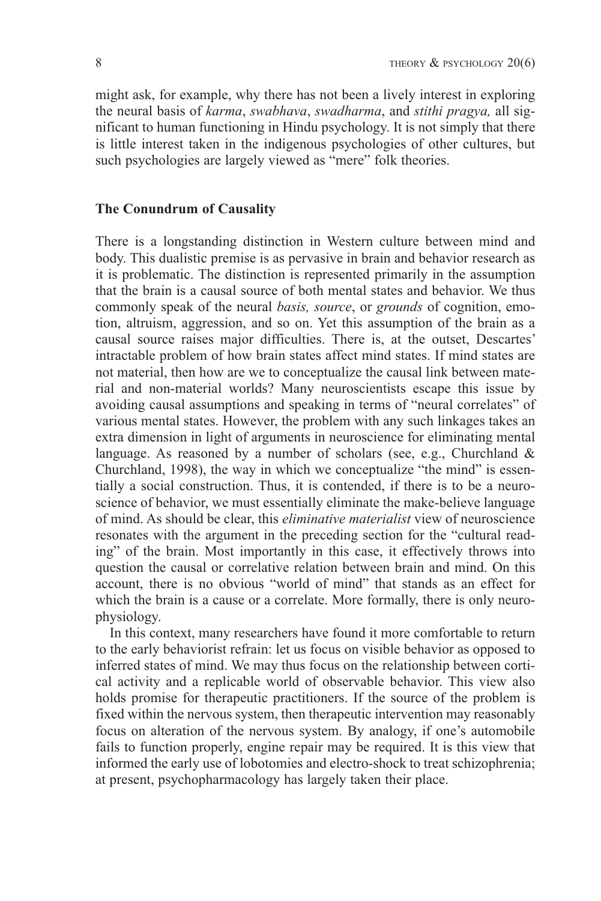might ask, for example, why there has not been a lively interest in exploring the neural basis of *karma*, *swabhava*, *swadharma*, and *stithi pragya,* all significant to human functioning in Hindu psychology. It is not simply that there is little interest taken in the indigenous psychologies of other cultures, but such psychologies are largely viewed as "mere" folk theories.

## The Conundrum of Causality

There is a longstanding distinction in Western culture between mind and body. This dualistic premise is as pervasive in brain and behavior research as it is problematic. The distinction is represented primarily in the assumption that the brain is a causal source of both mental states and behavior. We thus commonly speak of the neural *basis, source*, or *grounds* of cognition, emotion, altruism, aggression, and so on. Yet this assumption of the brain as a causal source raises major difficulties. There is, at the outset, Descartes' intractable problem of how brain states affect mind states. If mind states are not material, then how are we to conceptualize the causal link between material and non-material worlds? Many neuroscientists escape this issue by avoiding causal assumptions and speaking in terms of "neural correlates" of various mental states. However, the problem with any such linkages takes an extra dimension in light of arguments in neuroscience for eliminating mental language. As reasoned by a number of scholars (see, e.g., Churchland & Churchland, 1998), the way in which we conceptualize "the mind" is essentially a social construction. Thus, it is contended, if there is to be a neuroscience of behavior, we must essentially eliminate the make-believe language of mind. As should be clear, this *eliminative materialist* view of neuroscience resonates with the argument in the preceding section for the "cultural reading" of the brain. Most importantly in this case, it effectively throws into question the causal or correlative relation between brain and mind. On this account, there is no obvious "world of mind" that stands as an effect for which the brain is a cause or a correlate. More formally, there is only neurophysiology.

In this context, many researchers have found it more comfortable to return to the early behaviorist refrain: let us focus on visible behavior as opposed to inferred states of mind. We may thus focus on the relationship between cortical activity and a replicable world of observable behavior. This view also holds promise for therapeutic practitioners. If the source of the problem is fixed within the nervous system, then therapeutic intervention may reasonably focus on alteration of the nervous system. By analogy, if one's automobile fails to function properly, engine repair may be required. It is this view that informed the early use of lobotomies and electro-shock to treat schizophrenia; at present, psychopharmacology has largely taken their place.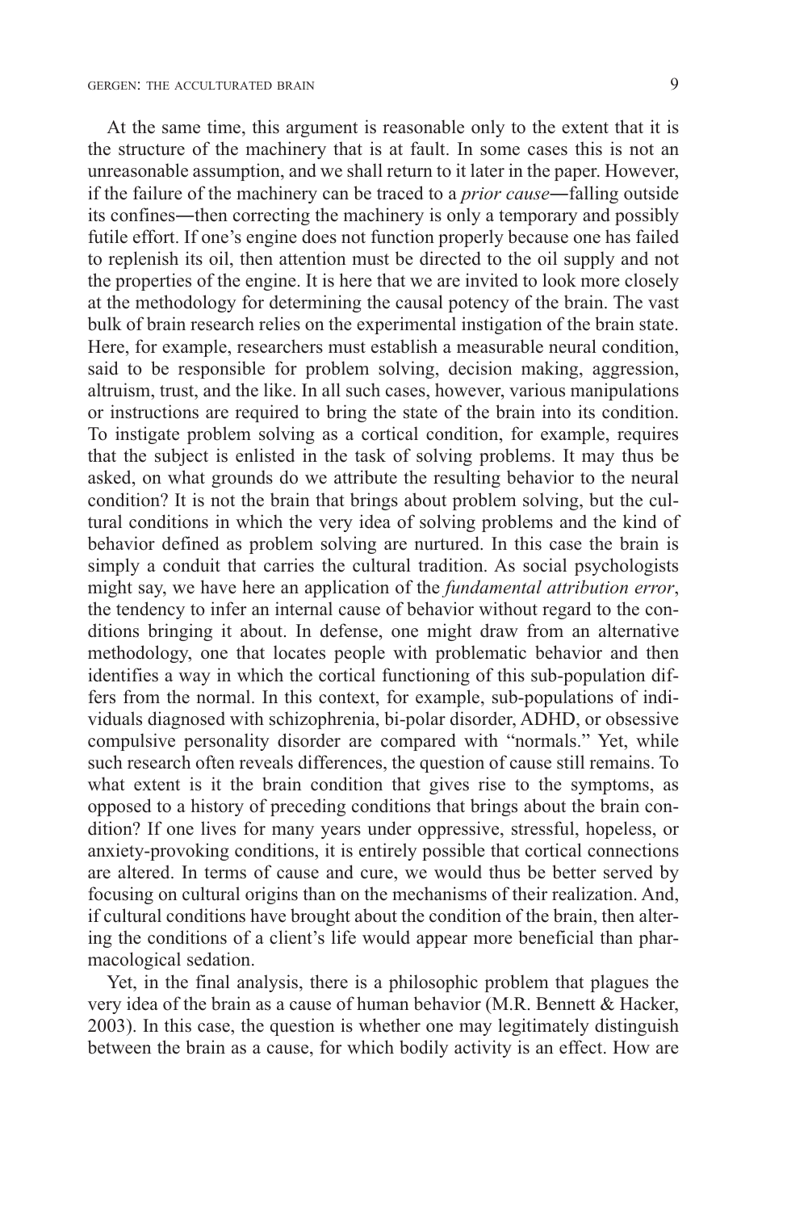At the same time, this argument is reasonable only to the extent that it is the structure of the machinery that is at fault. In some cases this is not an unreasonable assumption, and we shall return to it later in the paper. However, if the failure of the machinery can be traced to a *prior cause*—falling outside its confines—then correcting the machinery is only a temporary and possibly futile effort. If one's engine does not function properly because one has failed to replenish its oil, then attention must be directed to the oil supply and not the properties of the engine. It is here that we are invited to look more closely at the methodology for determining the causal potency of the brain. The vast bulk of brain research relies on the experimental instigation of the brain state. Here, for example, researchers must establish a measurable neural condition, said to be responsible for problem solving, decision making, aggression, altruism, trust, and the like. In all such cases, however, various manipulations or instructions are required to bring the state of the brain into its condition. To instigate problem solving as a cortical condition, for example, requires that the subject is enlisted in the task of solving problems. It may thus be asked, on what grounds do we attribute the resulting behavior to the neural condition? It is not the brain that brings about problem solving, but the cultural conditions in which the very idea of solving problems and the kind of behavior defined as problem solving are nurtured. In this case the brain is simply a conduit that carries the cultural tradition. As social psychologists might say, we have here an application of the *fundamental attribution error*, the tendency to infer an internal cause of behavior without regard to the conditions bringing it about. In defense, one might draw from an alternative methodology, one that locates people with problematic behavior and then identifies a way in which the cortical functioning of this sub-population differs from the normal. In this context, for example, sub-populations of individuals diagnosed with schizophrenia, bi-polar disorder, ADHD, or obsessive compulsive personality disorder are compared with "normals." Yet, while such research often reveals differences, the question of cause still remains. To what extent is it the brain condition that gives rise to the symptoms, as opposed to a history of preceding conditions that brings about the brain condition? If one lives for many years under oppressive, stressful, hopeless, or anxiety-provoking conditions, it is entirely possible that cortical connections are altered. In terms of cause and cure, we would thus be better served by focusing on cultural origins than on the mechanisms of their realization. And, if cultural conditions have brought about the condition of the brain, then altering the conditions of a client's life would appear more beneficial than pharmacological sedation.

Yet, in the final analysis, there is a philosophic problem that plagues the very idea of the brain as a cause of human behavior (M.R. Bennett & Hacker, 2003). In this case, the question is whether one may legitimately distinguish between the brain as a cause, for which bodily activity is an effect. How are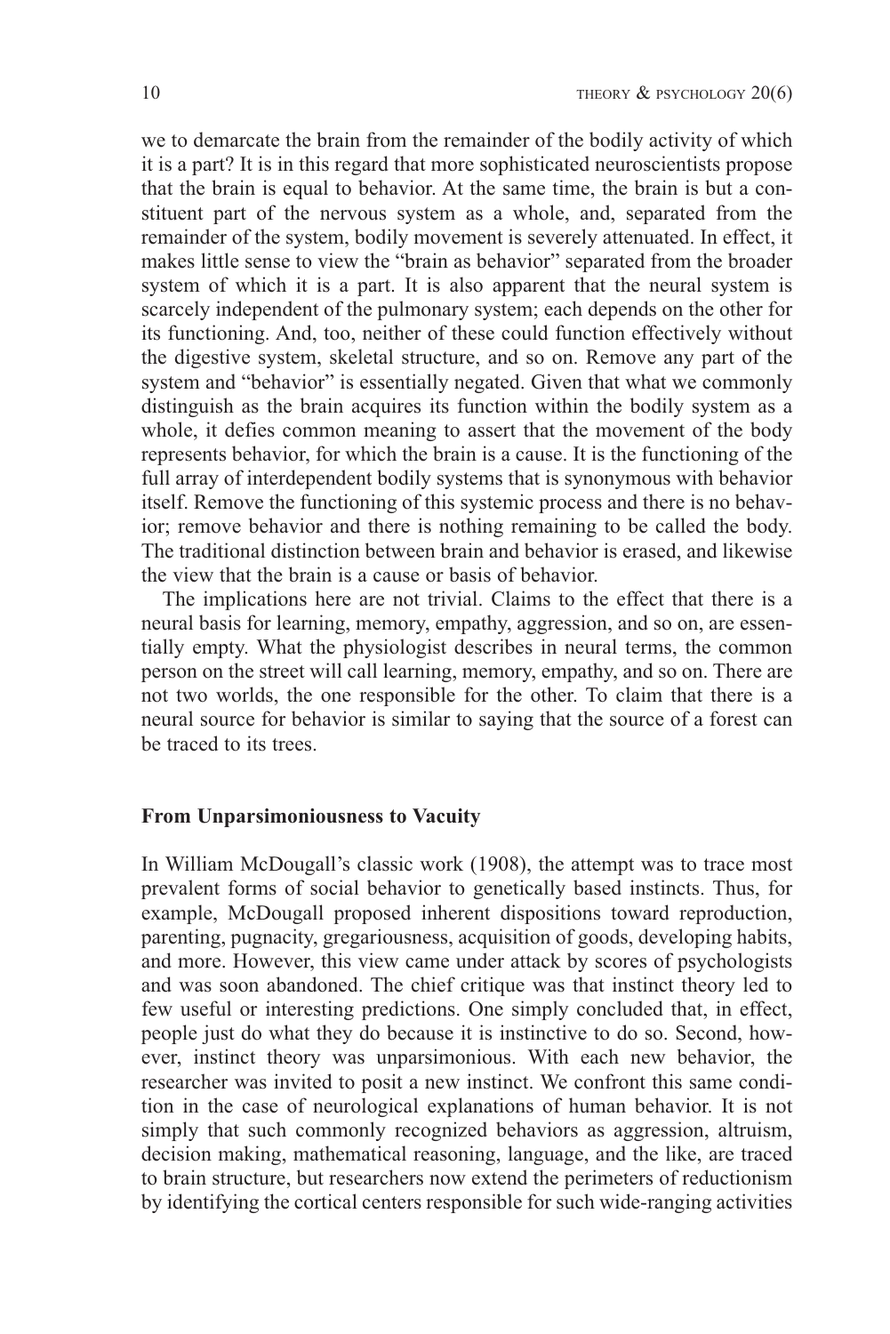we to demarcate the brain from the remainder of the bodily activity of which it is a part? It is in this regard that more sophisticated neuroscientists propose that the brain is equal to behavior. At the same time, the brain is but a constituent part of the nervous system as a whole, and, separated from the remainder of the system, bodily movement is severely attenuated. In effect, it makes little sense to view the "brain as behavior" separated from the broader system of which it is a part. It is also apparent that the neural system is scarcely independent of the pulmonary system; each depends on the other for its functioning. And, too, neither of these could function effectively without the digestive system, skeletal structure, and so on. Remove any part of the system and "behavior" is essentially negated. Given that what we commonly distinguish as the brain acquires its function within the bodily system as a whole, it defies common meaning to assert that the movement of the body represents behavior, for which the brain is a cause. It is the functioning of the full array of interdependent bodily systems that is synonymous with behavior itself. Remove the functioning of this systemic process and there is no behavior; remove behavior and there is nothing remaining to be called the body. The traditional distinction between brain and behavior is erased, and likewise the view that the brain is a cause or basis of behavior.

The implications here are not trivial. Claims to the effect that there is a neural basis for learning, memory, empathy, aggression, and so on, are essentially empty. What the physiologist describes in neural terms, the common person on the street will call learning, memory, empathy, and so on. There are not two worlds, the one responsible for the other. To claim that there is a neural source for behavior is similar to saying that the source of a forest can be traced to its trees.

## From Unparsimoniousness to Vacuity

In William McDougall's classic work (1908), the attempt was to trace most prevalent forms of social behavior to genetically based instincts. Thus, for example, McDougall proposed inherent dispositions toward reproduction, parenting, pugnacity, gregariousness, acquisition of goods, developing habits, and more. However, this view came under attack by scores of psychologists and was soon abandoned. The chief critique was that instinct theory led to few useful or interesting predictions. One simply concluded that, in effect, people just do what they do because it is instinctive to do so. Second, however, instinct theory was unparsimonious. With each new behavior, the researcher was invited to posit a new instinct. We confront this same condition in the case of neurological explanations of human behavior. It is not simply that such commonly recognized behaviors as aggression, altruism, decision making, mathematical reasoning, language, and the like, are traced to brain structure, but researchers now extend the perimeters of reductionism by identifying the cortical centers responsible for such wide-ranging activities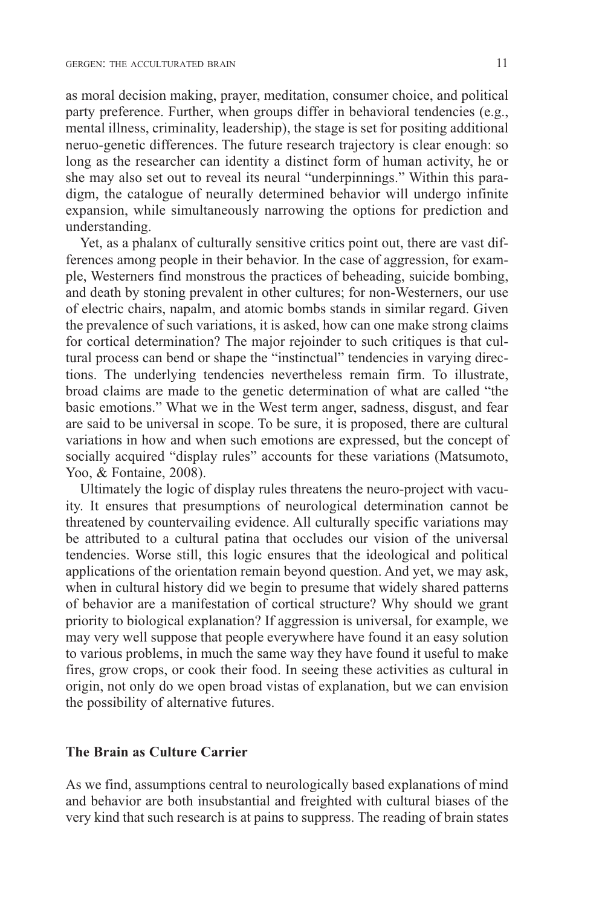as moral decision making, prayer, meditation, consumer choice, and political party preference. Further, when groups differ in behavioral tendencies (e.g., mental illness, criminality, leadership), the stage is set for positing additional neruo-genetic differences. The future research trajectory is clear enough: so long as the researcher can identity a distinct form of human activity, he or she may also set out to reveal its neural "underpinnings." Within this paradigm, the catalogue of neurally determined behavior will undergo infinite expansion, while simultaneously narrowing the options for prediction and understanding.

Yet, as a phalanx of culturally sensitive critics point out, there are vast differences among people in their behavior. In the case of aggression, for example, Westerners find monstrous the practices of beheading, suicide bombing, and death by stoning prevalent in other cultures; for non-Westerners, our use of electric chairs, napalm, and atomic bombs stands in similar regard. Given the prevalence of such variations, it is asked, how can one make strong claims for cortical determination? The major rejoinder to such critiques is that cultural process can bend or shape the "instinctual" tendencies in varying directions. The underlying tendencies nevertheless remain firm. To illustrate, broad claims are made to the genetic determination of what are called "the basic emotions." What we in the West term anger, sadness, disgust, and fear are said to be universal in scope. To be sure, it is proposed, there are cultural variations in how and when such emotions are expressed, but the concept of socially acquired "display rules" accounts for these variations (Matsumoto, Yoo, & Fontaine, 2008).

Ultimately the logic of display rules threatens the neuro-project with vacuity. It ensures that presumptions of neurological determination cannot be threatened by countervailing evidence. All culturally specific variations may be attributed to a cultural patina that occludes our vision of the universal tendencies. Worse still, this logic ensures that the ideological and political applications of the orientation remain beyond question. And yet, we may ask, when in cultural history did we begin to presume that widely shared patterns of behavior are a manifestation of cortical structure? Why should we grant priority to biological explanation? If aggression is universal, for example, we may very well suppose that people everywhere have found it an easy solution to various problems, in much the same way they have found it useful to make fires, grow crops, or cook their food. In seeing these activities as cultural in origin, not only do we open broad vistas of explanation, but we can envision the possibility of alternative futures.

## The Brain as Culture Carrier

As we find, assumptions central to neurologically based explanations of mind and behavior are both insubstantial and freighted with cultural biases of the very kind that such research is at pains to suppress. The reading of brain states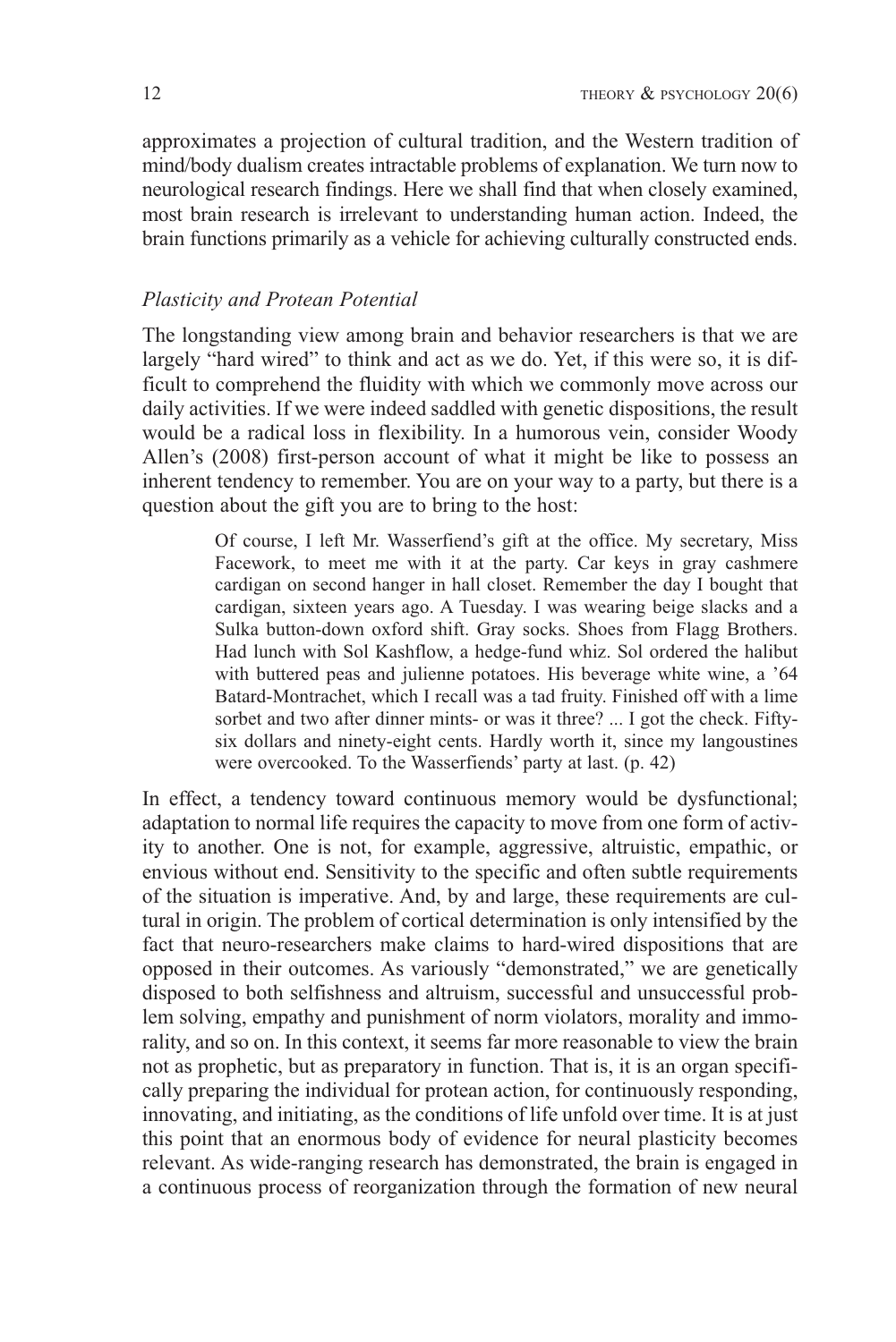approximates a projection of cultural tradition, and the Western tradition of mind/body dualism creates intractable problems of explanation. We turn now to neurological research findings. Here we shall find that when closely examined, most brain research is irrelevant to understanding human action. Indeed, the brain functions primarily as a vehicle for achieving culturally constructed ends.

### *Plasticity and Protean Potential*

The longstanding view among brain and behavior researchers is that we are largely "hard wired" to think and act as we do. Yet, if this were so, it is difficult to comprehend the fluidity with which we commonly move across our daily activities. If we were indeed saddled with genetic dispositions, the result would be a radical loss in flexibility. In a humorous vein, consider Woody Allen's (2008) first-person account of what it might be like to possess an inherent tendency to remember. You are on your way to a party, but there is a question about the gift you are to bring to the host:

> Of course, I left Mr. Wasserfiend's gift at the office. My secretary, Miss Facework, to meet me with it at the party. Car keys in gray cashmere cardigan on second hanger in hall closet. Remember the day I bought that cardigan, sixteen years ago. A Tuesday. I was wearing beige slacks and a Sulka button-down oxford shift. Gray socks. Shoes from Flagg Brothers. Had lunch with Sol Kashflow, a hedge-fund whiz. Sol ordered the halibut with buttered peas and julienne potatoes. His beverage white wine, a '64 Batard-Montrachet, which I recall was a tad fruity. Finished off with a lime sorbet and two after dinner mints- or was it three? ... I got the check. Fifty-six dollars and ninety-eight cents. Hardly worth it, since my langoustines were overcooked. To the Wasserfiends' party at last. (p. 42)

In effect, a tendency toward continuous memory would be dysfunctional; adaptation to normal life requires the capacity to move from one form of activity to another. One is not, for example, aggressive, altruistic, empathic, or envious without end. Sensitivity to the specific and often subtle requirements of the situation is imperative. And, by and large, these requirements are cultural in origin. The problem of cortical determination is only intensified by the fact that neuro-researchers make claims to hard-wired dispositions that are opposed in their outcomes. As variously "demonstrated," we are genetically disposed to both selfishness and altruism, successful and unsuccessful problem solving, empathy and punishment of norm violators, morality and immorality, and so on. In this context, it seems far more reasonable to view the brain not as prophetic, but as preparatory in function. That is, it is an organ specifically preparing the individual for protean action, for continuously responding, innovating, and initiating, as the conditions of life unfold over time. It is at just this point that an enormous body of evidence for neural plasticity becomes relevant. As wide-ranging research has demonstrated, the brain is engaged in a continuous process of reorganization through the formation of new neural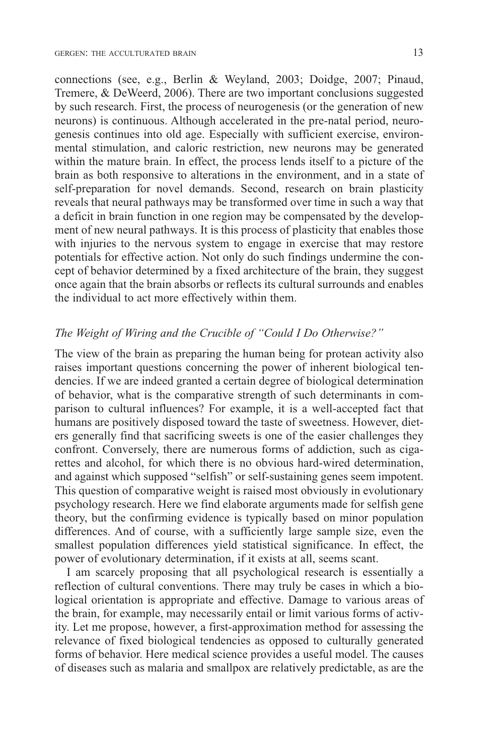connections (see, e.g., Berlin & Weyland, 2003; Doidge, 2007; Pinaud, Tremere, & DeWeerd, 2006). There are two important conclusions suggested by such research. First, the process of neurogenesis (or the generation of new neurons) is continuous. Although accelerated in the pre-natal period, neurogenesis continues into old age. Especially with sufficient exercise, environmental stimulation, and caloric restriction, new neurons may be generated within the mature brain. In effect, the process lends itself to a picture of the brain as both responsive to alterations in the environment, and in a state of self-preparation for novel demands. Second, research on brain plasticity reveals that neural pathways may be transformed over time in such a way that a deficit in brain function in one region may be compensated by the development of new neural pathways. It is this process of plasticity that enables those with injuries to the nervous system to engage in exercise that may restore potentials for effective action. Not only do such findings undermine the concept of behavior determined by a fixed architecture of the brain, they suggest once again that the brain absorbs or reflects its cultural surrounds and enables the individual to act more effectively within them.

### *The Weight of Wiring and the Crucible of "Could I Do Otherwise?"*

The view of the brain as preparing the human being for protean activity also raises important questions concerning the power of inherent biological tendencies. If we are indeed granted a certain degree of biological determination of behavior, what is the comparative strength of such determinants in comparison to cultural influences? For example, it is a well-accepted fact that humans are positively disposed toward the taste of sweetness. However, dieters generally find that sacrificing sweets is one of the easier challenges they confront. Conversely, there are numerous forms of addiction, such as cigarettes and alcohol, for which there is no obvious hard-wired determination, and against which supposed "selfish" or self-sustaining genes seem impotent. This question of comparative weight is raised most obviously in evolutionary psychology research. Here we find elaborate arguments made for selfish gene theory, but the confirming evidence is typically based on minor population differences. And of course, with a sufficiently large sample size, even the smallest population differences yield statistical significance. In effect, the power of evolutionary determination, if it exists at all, seems scant.

I am scarcely proposing that all psychological research is essentially a reflection of cultural conventions. There may truly be cases in which a biological orientation is appropriate and effective. Damage to various areas of the brain, for example, may necessarily entail or limit various forms of activity. Let me propose, however, a first-approximation method for assessing the relevance of fixed biological tendencies as opposed to culturally generated forms of behavior. Here medical science provides a useful model. The causes of diseases such as malaria and smallpox are relatively predictable, as are the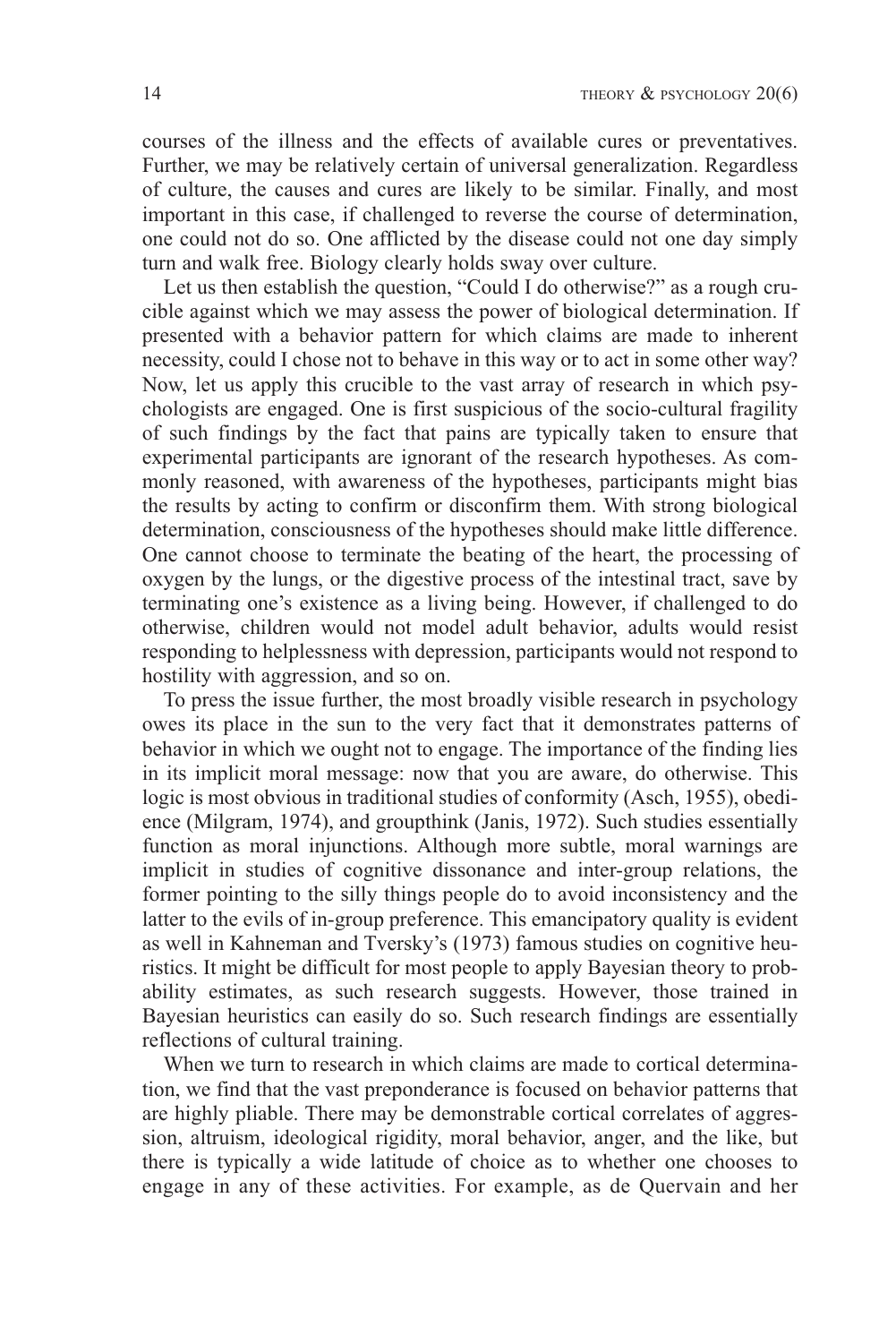courses of the illness and the effects of available cures or preventatives. Further, we may be relatively certain of universal generalization. Regardless of culture, the causes and cures are likely to be similar. Finally, and most important in this case, if challenged to reverse the course of determination, one could not do so. One afflicted by the disease could not one day simply turn and walk free. Biology clearly holds sway over culture.

Let us then establish the question, "Could I do otherwise?" as a rough crucible against which we may assess the power of biological determination. If presented with a behavior pattern for which claims are made to inherent necessity, could I chose not to behave in this way or to act in some other way? Now, let us apply this crucible to the vast array of research in which psychologists are engaged. One is first suspicious of the socio-cultural fragility of such findings by the fact that pains are typically taken to ensure that experimental participants are ignorant of the research hypotheses. As commonly reasoned, with awareness of the hypotheses, participants might bias the results by acting to confirm or disconfirm them. With strong biological determination, consciousness of the hypotheses should make little difference. One cannot choose to terminate the beating of the heart, the processing of oxygen by the lungs, or the digestive process of the intestinal tract, save by terminating one's existence as a living being. However, if challenged to do otherwise, children would not model adult behavior, adults would resist responding to helplessness with depression, participants would not respond to hostility with aggression, and so on.

To press the issue further, the most broadly visible research in psychology owes its place in the sun to the very fact that it demonstrates patterns of behavior in which we ought not to engage. The importance of the finding lies in its implicit moral message: now that you are aware, do otherwise. This logic is most obvious in traditional studies of conformity (Asch, 1955), obedience (Milgram, 1974), and groupthink (Janis, 1972). Such studies essentially function as moral injunctions. Although more subtle, moral warnings are implicit in studies of cognitive dissonance and inter-group relations, the former pointing to the silly things people do to avoid inconsistency and the latter to the evils of in-group preference. This emancipatory quality is evident as well in Kahneman and Tversky's (1973) famous studies on cognitive heuristics. It might be difficult for most people to apply Bayesian theory to probability estimates, as such research suggests. However, those trained in Bayesian heuristics can easily do so. Such research findings are essentially reflections of cultural training.

When we turn to research in which claims are made to cortical determination, we find that the vast preponderance is focused on behavior patterns that are highly pliable. There may be demonstrable cortical correlates of aggression, altruism, ideological rigidity, moral behavior, anger, and the like, but there is typically a wide latitude of choice as to whether one chooses to engage in any of these activities. For example, as de Quervain and her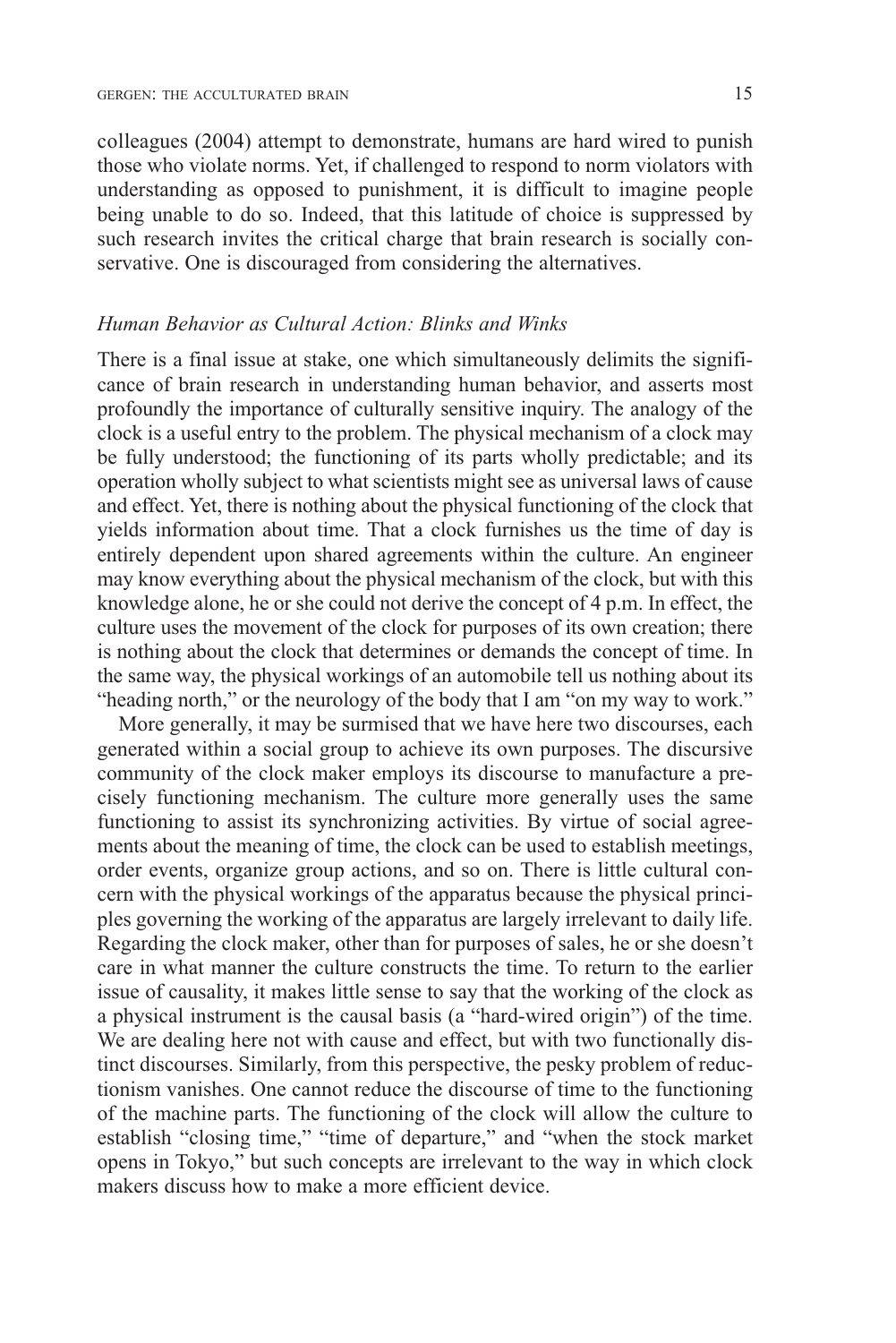colleagues (2004) attempt to demonstrate, humans are hard wired to punish those who violate norms. Yet, if challenged to respond to norm violators with understanding as opposed to punishment, it is difficult to imagine people being unable to do so. Indeed, that this latitude of choice is suppressed by such research invites the critical charge that brain research is socially conservative. One is discouraged from considering the alternatives.

### *Human Behavior as Cultural Action: Blinks and Winks*

There is a final issue at stake, one which simultaneously delimits the significance of brain research in understanding human behavior, and asserts most profoundly the importance of culturally sensitive inquiry. The analogy of the clock is a useful entry to the problem. The physical mechanism of a clock may be fully understood; the functioning of its parts wholly predictable; and its operation wholly subject to what scientists might see as universal laws of cause and effect. Yet, there is nothing about the physical functioning of the clock that yields information about time. That a clock furnishes us the time of day is entirely dependent upon shared agreements within the culture. An engineer may know everything about the physical mechanism of the clock, but with this knowledge alone, he or she could not derive the concept of 4 p.m. In effect, the culture uses the movement of the clock for purposes of its own creation; there is nothing about the clock that determines or demands the concept of time. In the same way, the physical workings of an automobile tell us nothing about its "heading north," or the neurology of the body that I am "on my way to work."

More generally, it may be surmised that we have here two discourses, each generated within a social group to achieve its own purposes. The discursive community of the clock maker employs its discourse to manufacture a precisely functioning mechanism. The culture more generally uses the same functioning to assist its synchronizing activities. By virtue of social agreements about the meaning of time, the clock can be used to establish meetings, order events, organize group actions, and so on. There is little cultural concern with the physical workings of the apparatus because the physical principles governing the working of the apparatus are largely irrelevant to daily life. Regarding the clock maker, other than for purposes of sales, he or she doesn't care in what manner the culture constructs the time. To return to the earlier issue of causality, it makes little sense to say that the working of the clock as a physical instrument is the causal basis (a "hard-wired origin") of the time. We are dealing here not with cause and effect, but with two functionally distinct discourses. Similarly, from this perspective, the pesky problem of reductionism vanishes. One cannot reduce the discourse of time to the functioning of the machine parts. The functioning of the clock will allow the culture to establish "closing time," "time of departure," and "when the stock market opens in Tokyo," but such concepts are irrelevant to the way in which clock makers discuss how to make a more efficient device.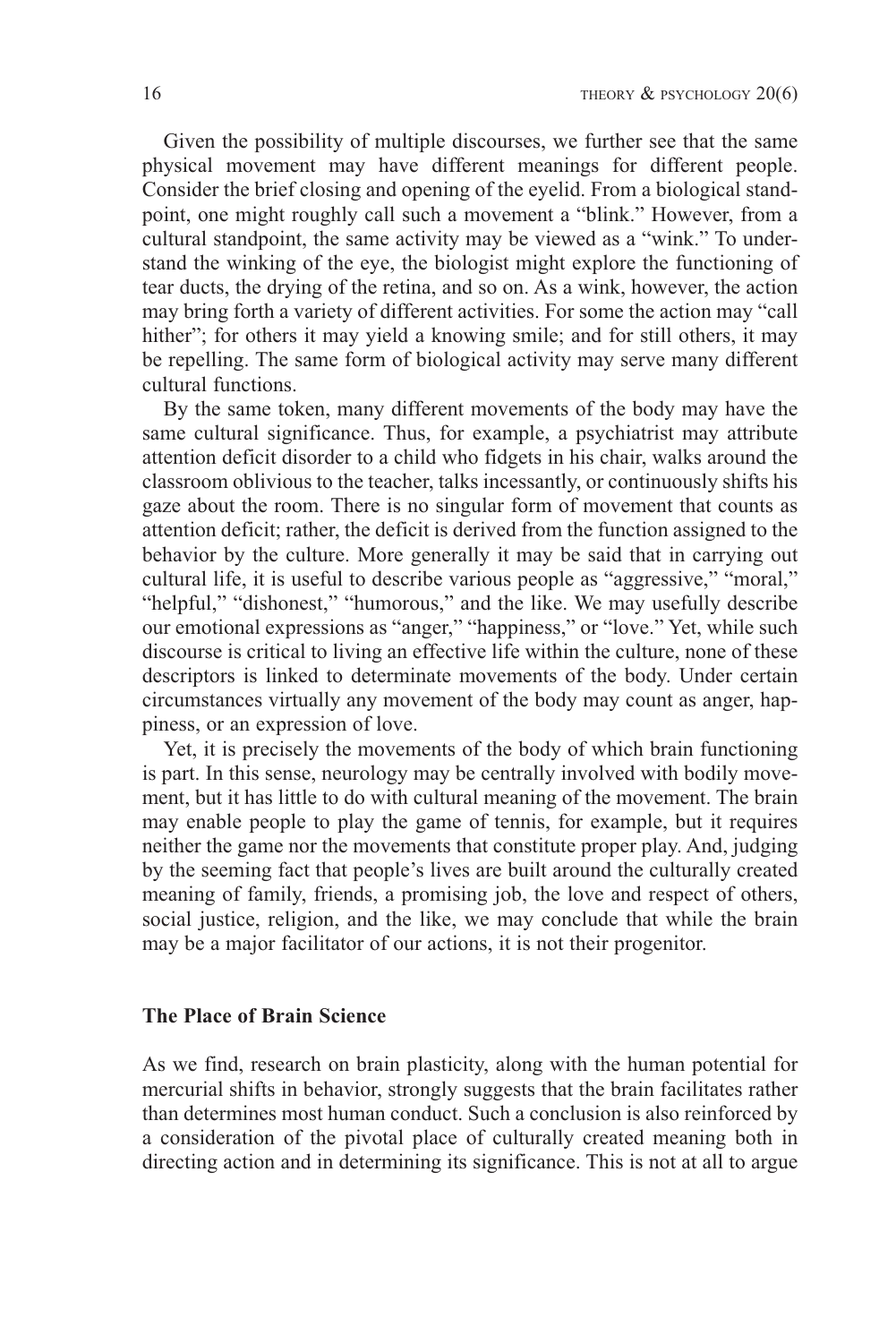Given the possibility of multiple discourses, we further see that the same physical movement may have different meanings for different people. Consider the brief closing and opening of the eyelid. From a biological standpoint, one might roughly call such a movement a "blink." However, from a cultural standpoint, the same activity may be viewed as a "wink." To understand the winking of the eye, the biologist might explore the functioning of tear ducts, the drying of the retina, and so on. As a wink, however, the action may bring forth a variety of different activities. For some the action may "call hither"; for others it may yield a knowing smile; and for still others, it may be repelling. The same form of biological activity may serve many different cultural functions.

By the same token, many different movements of the body may have the same cultural significance. Thus, for example, a psychiatrist may attribute attention deficit disorder to a child who fidgets in his chair, walks around the classroom oblivious to the teacher, talks incessantly, or continuously shifts his gaze about the room. There is no singular form of movement that counts as attention deficit; rather, the deficit is derived from the function assigned to the behavior by the culture. More generally it may be said that in carrying out cultural life, it is useful to describe various people as "aggressive," "moral," "helpful," "dishonest," "humorous," and the like. We may usefully describe our emotional expressions as "anger," "happiness," or "love." Yet, while such discourse is critical to living an effective life within the culture, none of these descriptors is linked to determinate movements of the body. Under certain circumstances virtually any movement of the body may count as anger, happiness, or an expression of love.

Yet, it is precisely the movements of the body of which brain functioning is part. In this sense, neurology may be centrally involved with bodily movement, but it has little to do with cultural meaning of the movement. The brain may enable people to play the game of tennis, for example, but it requires neither the game nor the movements that constitute proper play. And, judging by the seeming fact that people's lives are built around the culturally created meaning of family, friends, a promising job, the love and respect of others, social justice, religion, and the like, we may conclude that while the brain may be a major facilitator of our actions, it is not their progenitor.

## The Place of Brain Science

As we find, research on brain plasticity, along with the human potential for mercurial shifts in behavior, strongly suggests that the brain facilitates rather than determines most human conduct. Such a conclusion is also reinforced by a consideration of the pivotal place of culturally created meaning both in directing action and in determining its significance. This is not at all to argue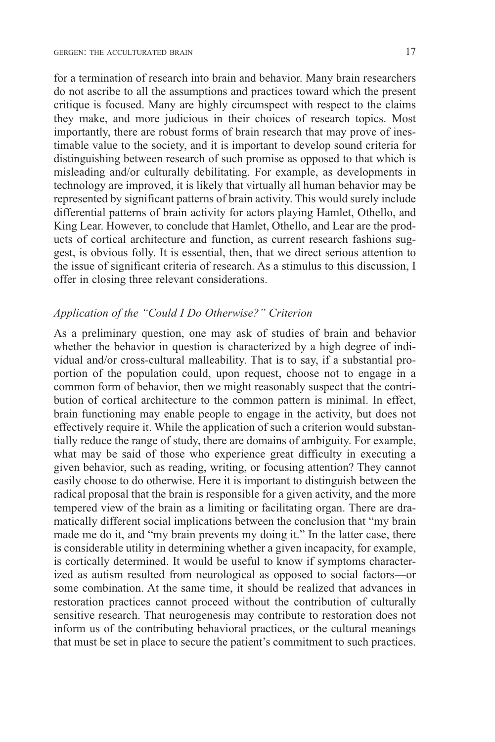for a termination of research into brain and behavior. Many brain researchers do not ascribe to all the assumptions and practices toward which the present critique is focused. Many are highly circumspect with respect to the claims they make, and more judicious in their choices of research topics. Most importantly, there are robust forms of brain research that may prove of inestimable value to the society, and it is important to develop sound criteria for distinguishing between research of such promise as opposed to that which is misleading and/or culturally debilitating. For example, as developments in technology are improved, it is likely that virtually all human behavior may be represented by significant patterns of brain activity. This would surely include differential patterns of brain activity for actors playing Hamlet, Othello, and King Lear. However, to conclude that Hamlet, Othello, and Lear are the products of cortical architecture and function, as current research fashions suggest, is obvious folly. It is essential, then, that we direct serious attention to the issue of significant criteria of research. As a stimulus to this discussion, I offer in closing three relevant considerations.

### *Application of the "Could I Do Otherwise?" Criterion*

As a preliminary question, one may ask of studies of brain and behavior whether the behavior in question is characterized by a high degree of individual and/or cross-cultural malleability. That is to say, if a substantial proportion of the population could, upon request, choose not to engage in a common form of behavior, then we might reasonably suspect that the contribution of cortical architecture to the common pattern is minimal. In effect, brain functioning may enable people to engage in the activity, but does not effectively require it. While the application of such a criterion would substantially reduce the range of study, there are domains of ambiguity. For example, what may be said of those who experience great difficulty in executing a given behavior, such as reading, writing, or focusing attention? They cannot easily choose to do otherwise. Here it is important to distinguish between the radical proposal that the brain is responsible for a given activity, and the more tempered view of the brain as a limiting or facilitating organ. There are dramatically different social implications between the conclusion that "my brain made me do it, and "my brain prevents my doing it." In the latter case, there is considerable utility in determining whether a given incapacity, for example, is cortically determined. It would be useful to know if symptoms characterized as autism resulted from neurological as opposed to social factors—or some combination. At the same time, it should be realized that advances in restoration practices cannot proceed without the contribution of culturally sensitive research. That neurogenesis may contribute to restoration does not inform us of the contributing behavioral practices, or the cultural meanings that must be set in place to secure the patient's commitment to such practices.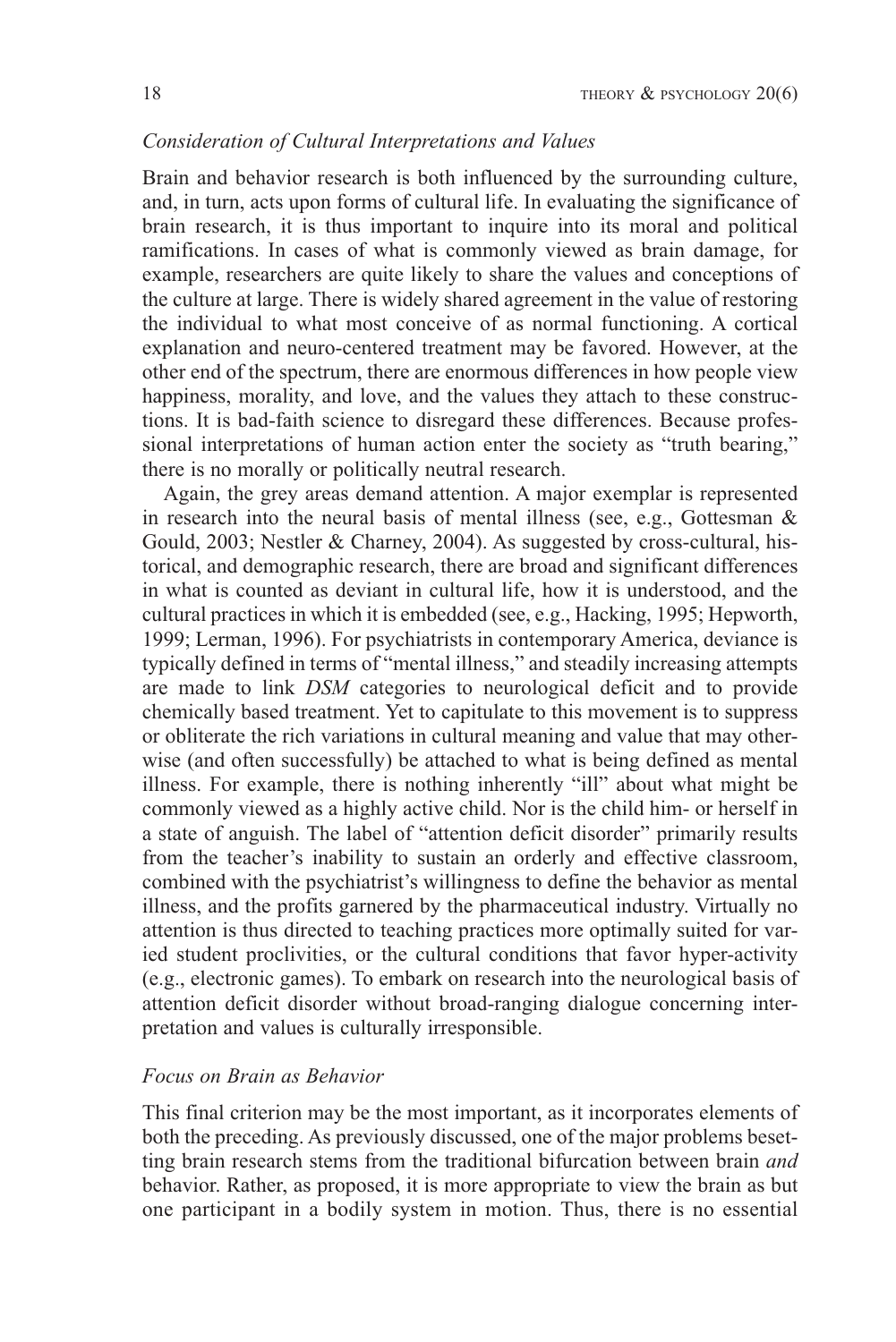*Consideration of Cultural Interpretations and Values*

Brain and behavior research is both influenced by the surrounding culture, and, in turn, acts upon forms of cultural life. In evaluating the significance of brain research, it is thus important to inquire into its moral and political ramifications. In cases of what is commonly viewed as brain damage, for example, researchers are quite likely to share the values and conceptions of the culture at large. There is widely shared agreement in the value of restoring the individual to what most conceive of as normal functioning. A cortical explanation and neuro-centered treatment may be favored. However, at the other end of the spectrum, there are enormous differences in how people view happiness, morality, and love, and the values they attach to these constructions. It is bad-faith science to disregard these differences. Because professional interpretations of human action enter the society as "truth bearing," there is no morally or politically neutral research.

Again, the grey areas demand attention. A major exemplar is represented in research into the neural basis of mental illness (see, e.g., Gottesman & Gould, 2003; Nestler & Charney, 2004). As suggested by cross-cultural, historical, and demographic research, there are broad and significant differences in what is counted as deviant in cultural life, how it is understood, and the cultural practices in which it is embedded (see, e.g., Hacking, 1995; Hepworth, 1999; Lerman, 1996). For psychiatrists in contemporary America, deviance is typically defined in terms of "mental illness," and steadily increasing attempts are made to link *DSM* categories to neurological deficit and to provide chemically based treatment. Yet to capitulate to this movement is to suppress or obliterate the rich variations in cultural meaning and value that may otherwise (and often successfully) be attached to what is being defined as mental illness. For example, there is nothing inherently "ill" about what might be commonly viewed as a highly active child. Nor is the child him- or herself in a state of anguish. The label of "attention deficit disorder" primarily results from the teacher's inability to sustain an orderly and effective classroom, combined with the psychiatrist's willingness to define the behavior as mental illness, and the profits garnered by the pharmaceutical industry. Virtually no attention is thus directed to teaching practices more optimally suited for varied student proclivities, or the cultural conditions that favor hyper-activity (e.g., electronic games). To embark on research into the neurological basis of attention deficit disorder without broad-ranging dialogue concerning interpretation and values is culturally irresponsible.

*Focus on Brain as Behavior*

This final criterion may be the most important, as it incorporates elements of both the preceding. As previously discussed, one of the major problems besetting brain research stems from the traditional bifurcation between brain *and* behavior. Rather, as proposed, it is more appropriate to view the brain as but one participant in a bodily system in motion. Thus, there is no essential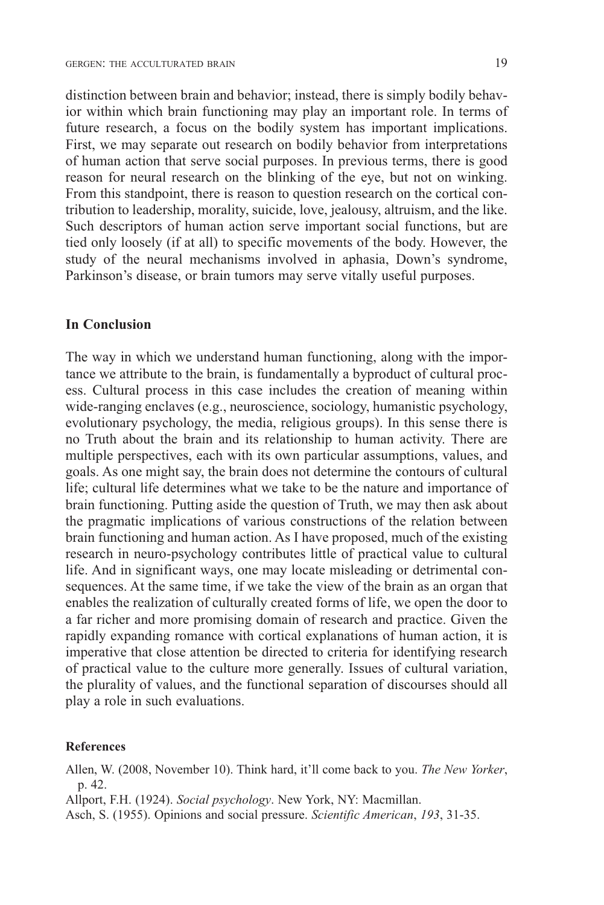distinction between brain and behavior; instead, there is simply bodily behavior within which brain functioning may play an important role. In terms of future research, a focus on the bodily system has important implications. First, we may separate out research on bodily behavior from interpretations of human action that serve social purposes. In previous terms, there is good reason for neural research on the blinking of the eye, but not on winking. From this standpoint, there is reason to question research on the cortical contribution to leadership, morality, suicide, love, jealousy, altruism, and the like. Such descriptors of human action serve important social functions, but are tied only loosely (if at all) to specific movements of the body. However, the study of the neural mechanisms involved in aphasia, Down's syndrome, Parkinson's disease, or brain tumors may serve vitally useful purposes.

## In Conclusion

The way in which we understand human functioning, along with the importance we attribute to the brain, is fundamentally a byproduct of cultural process. Cultural process in this case includes the creation of meaning within wide-ranging enclaves (e.g., neuroscience, sociology, humanistic psychology, evolutionary psychology, the media, religious groups). In this sense there is no Truth about the brain and its relationship to human activity. There are multiple perspectives, each with its own particular assumptions, values, and goals. As one might say, the brain does not determine the contours of cultural life; cultural life determines what we take to be the nature and importance of brain functioning. Putting aside the question of Truth, we may then ask about the pragmatic implications of various constructions of the relation between brain functioning and human action. As I have proposed, much of the existing research in neuro-psychology contributes little of practical value to cultural life. And in significant ways, one may locate misleading or detrimental consequences. At the same time, if we take the view of the brain as an organ that enables the realization of culturally created forms of life, we open the door to a far richer and more promising domain of research and practice. Given the rapidly expanding romance with cortical explanations of human action, it is imperative that close attention be directed to criteria for identifying research of practical value to the culture more generally. Issues of cultural variation, the plurality of values, and the functional separation of discourses should all play a role in such evaluations.

### References

Allen, W. (2008, November 10). Think hard, it'll come back to you. *The New Yorker*, p. 42.

Allport, F.H. (1924). *Social psychology*. New York, NY: Macmillan.

Asch, S. (1955). Opinions and social pressure. *Scientific American*, *193*, 31-35.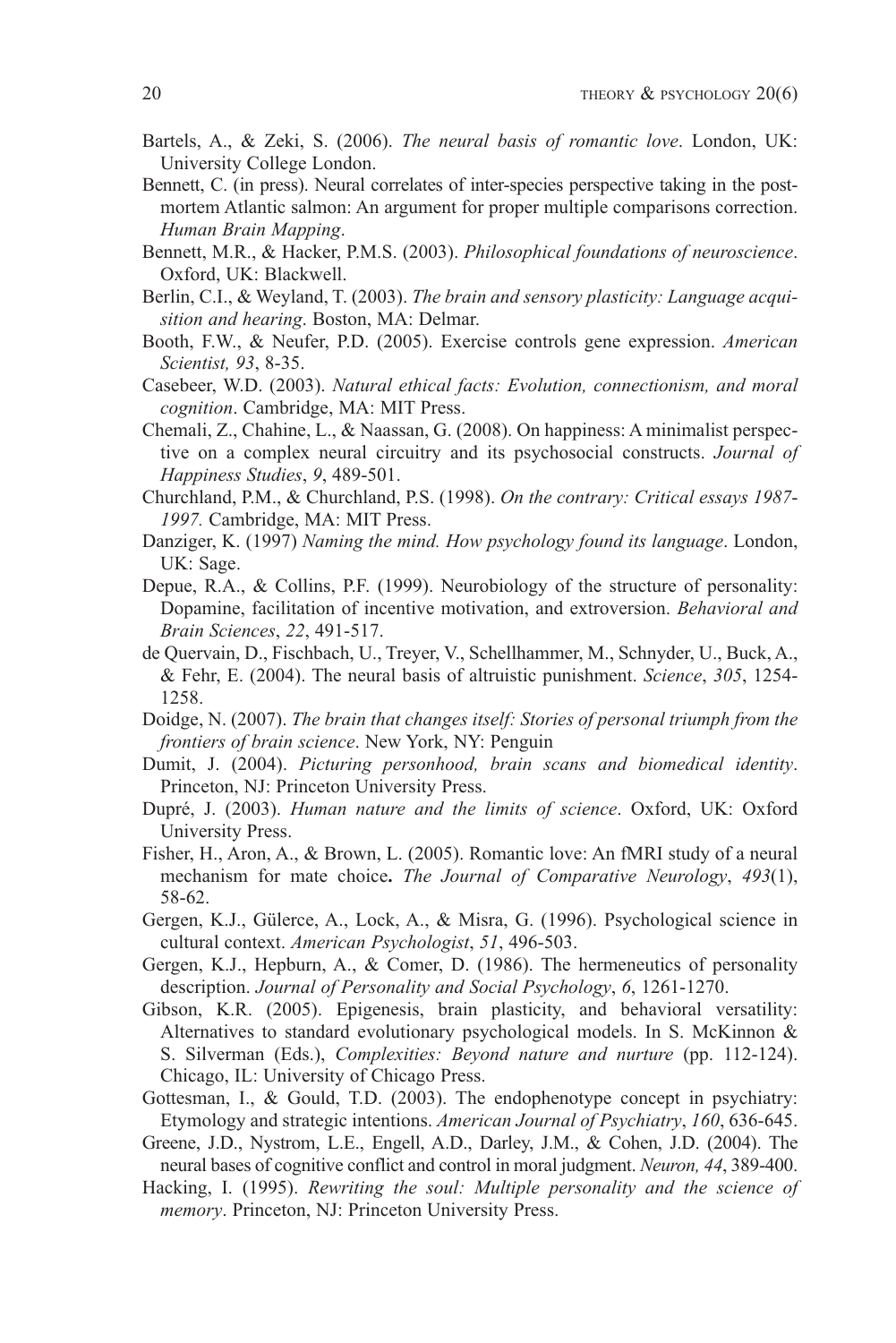Bartels, A., & Zeki, S. (2006). *The neural basis of romantic love*. London, UK: University College London.

Bennett, C. (in press). Neural correlates of inter-species perspective taking in the post-mortem Atlantic salmon: An argument for proper multiple comparisons correction. *Human Brain Mapping*.

Bennett, M.R., & Hacker, P.M.S. (2003). *Philosophical foundations of neuroscience*. Oxford, UK: Blackwell.

Berlin, C.I., & Weyland, T. (2003). *The brain and sensory plasticity: Language acquisition and hearing*. Boston, MA: Delmar.

Booth, F.W., & Neufer, P.D. (2005). Exercise controls gene expression. *American Scientist, 93*, 8-35.

Casebeer, W.D. (2003). *Natural ethical facts: Evolution, connectionism, and moral cognition*. Cambridge, MA: MIT Press.

Chemali, Z., Chahine, L., & Naassan, G. (2008). On happiness: A minimalist perspective on a complex neural circuitry and its psychosocial constructs. *Journal of Happiness Studies*, *9*, 489-501.

Churchland, P.M., & Churchland, P.S. (1998). *On the contrary: Critical essays 1987-1997.* Cambridge, MA: MIT Press.

Danziger, K. (1997) *Naming the mind. How psychology found its language*. London, UK: Sage.

Depue, R.A., & Collins, P.F. (1999). Neurobiology of the structure of personality: Dopamine, facilitation of incentive motivation, and extroversion. *Behavioral and Brain Sciences*, *22*, 491-517.

de Quervain, D., Fischbach, U., Treyer, V., Schellhammer, M., Schnyder, U., Buck, A., & Fehr, E. (2004). The neural basis of altruistic punishment. *Science*, *305*, 1254-1258.

Doidge, N. (2007). *The brain that changes itself: Stories of personal triumph from the frontiers of brain science*. New York, NY: Penguin

Dumit, J. (2004). *Picturing personhood, brain scans and biomedical identity*. Princeton, NJ: Princeton University Press.

Dupré, J. (2003). *Human nature and the limits of science*. Oxford, UK: Oxford University Press.

Fisher, H., Aron, A., & Brown, L. (2005). Romantic love: An fMRI study of a neural mechanism for mate choice**.** *The Journal of Comparative Neurology*, *493*(1), 58-62.

Gergen, K.J., Gülerce, A., Lock, A., & Misra, G. (1996). Psychological science in cultural context. *American Psychologist*, *51*, 496-503.

Gergen, K.J., Hepburn, A., & Comer, D. (1986). The hermeneutics of personality description. *Journal of Personality and Social Psychology*, *6*, 1261-1270.

Gibson, K.R. (2005). Epigenesis, brain plasticity, and behavioral versatility: Alternatives to standard evolutionary psychological models. In S. McKinnon & S. Silverman (Eds.), *Complexities: Beyond nature and nurture* (pp. 112-124). Chicago, IL: University of Chicago Press.

Gottesman, I., & Gould, T.D. (2003). The endophenotype concept in psychiatry: Etymology and strategic intentions. *American Journal of Psychiatry*, *160*, 636-645.

Greene, J.D., Nystrom, L.E., Engell, A.D., Darley, J.M., & Cohen, J.D. (2004). The neural bases of cognitive conflict and control in moral judgment. *Neuron, 44*, 389-400.

Hacking, I. (1995). *Rewriting the soul: Multiple personality and the science of memory*. Princeton, NJ: Princeton University Press.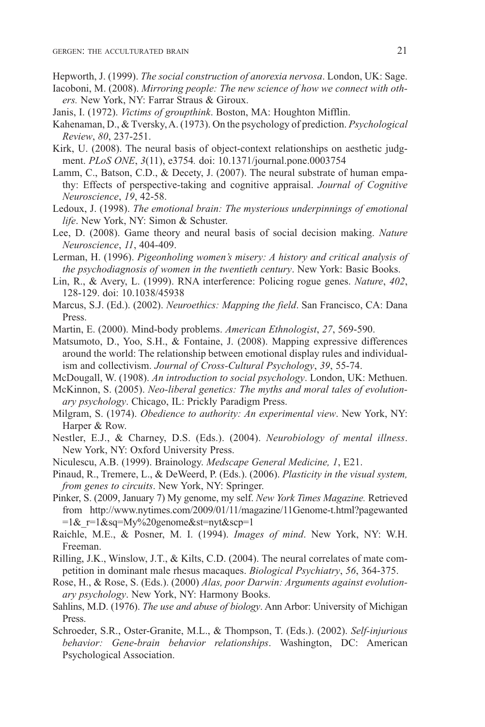Hepworth, J. (1999). *The social construction of anorexia nervosa*. London, UK: Sage.

Iacoboni, M. (2008). *Mirroring people: The new science of how we connect with others.* New York, NY: Farrar Straus & Giroux.

Janis, I. (1972). *Victims of groupthink*. Boston, MA: Houghton Mifflin.

Kahenaman, D., & Tversky, A. (1973). On the psychology of prediction. *Psychological Review*, *80*, 237-251.

Kirk, U. (2008). The neural basis of object-context relationships on aesthetic judgment. *PLoS ONE*, *3*(11), e3754*.* doi: 10.1371/journal.pone.0003754

Lamm, C., Batson, C.D., & Decety, J. (2007). The neural substrate of human empathy: Effects of perspective-taking and cognitive appraisal. *Journal of Cognitive Neuroscience*, *19*, 42-58.

Ledoux, J. (1998). *The emotional brain: The mysterious underpinnings of emotional life*. New York, NY: Simon & Schuster.

Lee, D. (2008). Game theory and neural basis of social decision making. *Nature Neuroscience*, *11*, 404-409.

Lerman, H. (1996). *Pigeonholing women's misery: A history and critical analysis of the psychodiagnosis of women in the twentieth century*. New York: Basic Books.

Lin, R., & Avery, L. (1999). RNA interference: Policing rogue genes. *Nature*, *402*, 128-129. doi: 10.1038/45938

Marcus, S.J. (Ed.). (2002). *Neuroethics: Mapping the field*. San Francisco, CA: Dana Press.

Martin, E. (2000). Mind-body problems. *American Ethnologist*, *27*, 569-590.

Matsumoto, D., Yoo, S.H., & Fontaine, J. (2008). Mapping expressive differences around the world: The relationship between emotional display rules and individualism and collectivism. *Journal of Cross-Cultural Psychology*, *39*, 55-74.

McDougall, W. (1908). *An introduction to social psychology*. London, UK: Methuen.

McKinnon, S. (2005). *Neo-liberal genetics: The myths and moral tales of evolutionary psychology*. Chicago, IL: Prickly Paradigm Press.

Milgram, S. (1974). *Obedience to authority: An experimental view*. New York, NY: Harper & Row.

Nestler, E.J., & Charney, D.S. (Eds.). (2004). *Neurobiology of mental illness*. New York, NY: Oxford University Press.

Niculescu, A.B. (1999). Brainology. *Medscape General Medicine, 1*, E21.

Pinaud, R., Tremere, L., & DeWeerd, P. (Eds.). (2006). *Plasticity in the visual system, from genes to circuits*. New York, NY: Springer.

Pinker, S. (2009, January 7) My genome, my self. *New York Times Magazine.* Retrieved from http://www.nytimes.com/2009/01/11/magazine/11Genome-t.html?pagewanted=1&_r=1&sq=My%20genome&st=nyt&scp=1

Raichle, M.E., & Posner, M. I. (1994). *Images of mind*. New York, NY: W.H. Freeman.

Rilling, J.K., Winslow, J.T., & Kilts, C.D. (2004). The neural correlates of mate competition in dominant male rhesus macaques. *Biological Psychiatry*, *56*, 364-375.

Rose, H., & Rose, S. (Eds.). (2000) *Alas, poor Darwin: Arguments against evolutionary psychology*. New York, NY: Harmony Books.

Sahlins, M.D. (1976). *The use and abuse of biology*. Ann Arbor: University of Michigan Press.

Schroeder, S.R., Oster-Granite, M.L., & Thompson, T. (Eds.). (2002). *Self-injurious behavior: Gene-brain behavior relationships*. Washington, DC: American Psychological Association.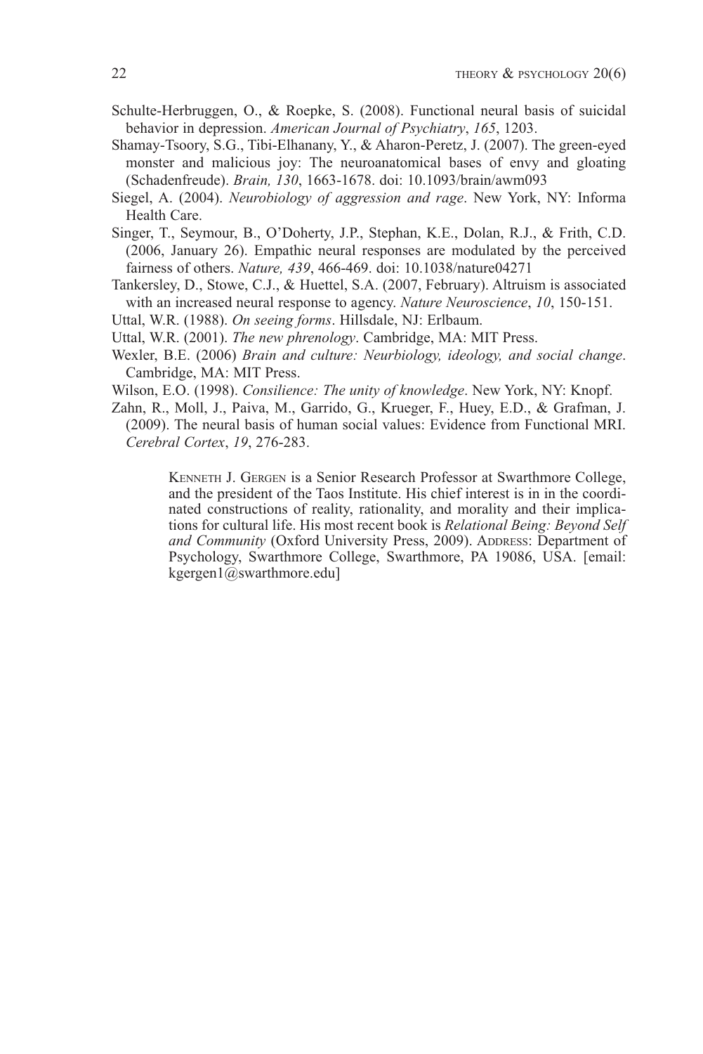Schulte-Herbruggen, O., & Roepke, S. (2008). Functional neural basis of suicidal behavior in depression. *American Journal of Psychiatry*, *165*, 1203.

Shamay-Tsoory, S.G., Tibi-Elhanany, Y., & Aharon-Peretz, J. (2007). The green-eyed monster and malicious joy: The neuroanatomical bases of envy and gloating (Schadenfreude). *Brain, 130*, 1663-1678. doi: 10.1093/brain/awm093

Siegel, A. (2004). *Neurobiology of aggression and rage*. New York, NY: Informa Health Care.

Singer, T., Seymour, B., O'Doherty, J.P., Stephan, K.E., Dolan, R.J., & Frith, C.D. (2006, January 26). Empathic neural responses are modulated by the perceived fairness of others. *Nature, 439*, 466-469. doi: 10.1038/nature04271

Tankersley, D., Stowe, C.J., & Huettel, S.A. (2007, February). Altruism is associated with an increased neural response to agency. *Nature Neuroscience*, *10*, 150-151.

Uttal, W.R. (1988). *On seeing forms*. Hillsdale, NJ: Erlbaum.

Uttal, W.R. (2001). *The new phrenology*. Cambridge, MA: MIT Press.

Wexler, B.E. (2006) *Brain and culture: Neurbiology, ideology, and social change*. Cambridge, MA: MIT Press.

Wilson, E.O. (1998). *Consilience: The unity of knowledge*. New York, NY: Knopf.

Zahn, R., Moll, J., Paiva, M., Garrido, G., Krueger, F., Huey, E.D., & Grafman, J. (2009). The neural basis of human social values: Evidence from Functional MRI. *Cerebral Cortex*, *19*, 276-283.

Kenneth J. Gergen is a Senior Research Professor at Swarthmore College, and the president of the Taos Institute. His chief interest is in in the coordinated constructions of reality, rationality, and morality and their implications for cultural life. His most recent book is *Relational Being: Beyond Self and Community* (Oxford University Press, 2009). Address: Department of Psychology, Swarthmore College, Swarthmore, PA 19086, USA. [email: kgergen1@swarthmore.edu]